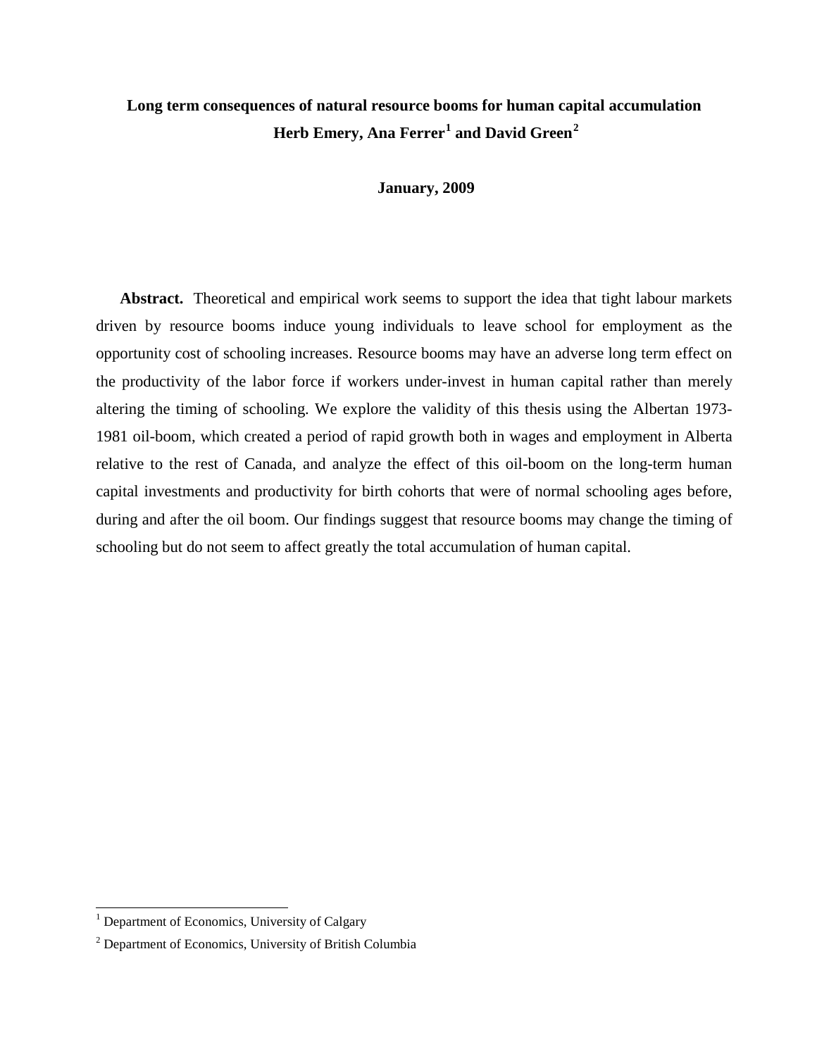# Long term consequences of natural resource booms for human capital accumulation

**Herb Emery, Ana Ferrer[1] and David Green[2]**

**January, 2009**

**Abstract.** Theoretical and empirical work seems to support the idea that tight labour markets driven by resource booms induce young individuals to leave school for employment as the opportunity cost of schooling increases. Resource booms may have an adverse long term effect on the productivity of the labor force if workers under-invest in human capital rather than merely altering the timing of schooling. We explore the validity of this thesis using the Albertan 1973-1981 oil-boom, which created a period of rapid growth both in wages and employment in Alberta relative to the rest of Canada, and analyze the effect of this oil-boom on the long-term human capital investments and productivity for birth cohorts that were of normal schooling ages before, during and after the oil boom. Our findings suggest that resource booms may change the timing of schooling but do not seem to affect greatly the total accumulation of human capital.

---

[1] Department of Economics, University of Calgary

[2] Department of Economics, University of British Columbia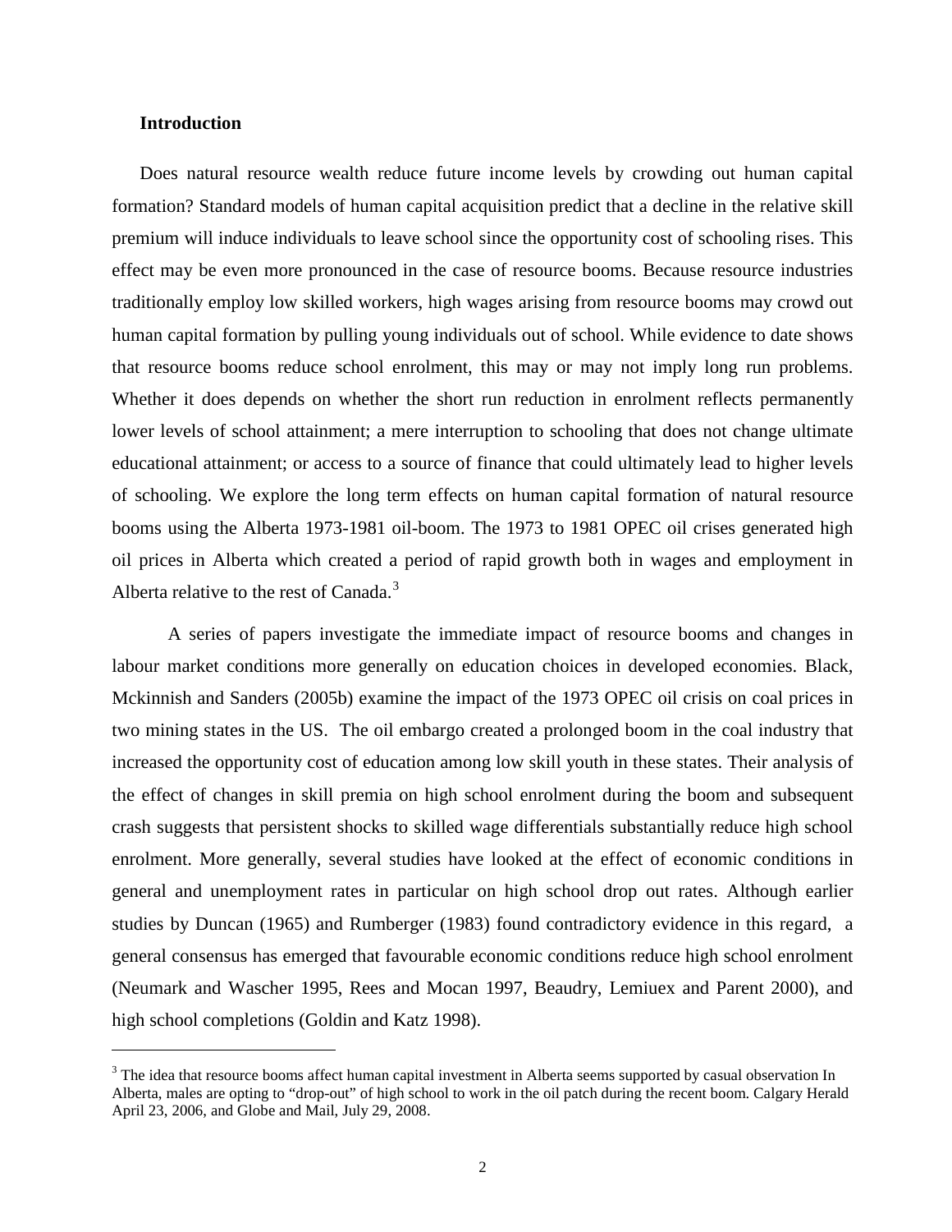**Introduction**

Does natural resource wealth reduce future income levels by crowding out human capital formation? Standard models of human capital acquisition predict that a decline in the relative skill premium will induce individuals to leave school since the opportunity cost of schooling rises. This effect may be even more pronounced in the case of resource booms. Because resource industries traditionally employ low skilled workers, high wages arising from resource booms may crowd out human capital formation by pulling young individuals out of school. While evidence to date shows that resource booms reduce school enrolment, this may or may not imply long run problems. Whether it does depends on whether the short run reduction in enrolment reflects permanently lower levels of school attainment; a mere interruption to schooling that does not change ultimate educational attainment; or access to a source of finance that could ultimately lead to higher levels of schooling. We explore the long term effects on human capital formation of natural resource booms using the Alberta 1973-1981 oil-boom. The 1973 to 1981 OPEC oil crises generated high oil prices in Alberta which created a period of rapid growth both in wages and employment in Alberta relative to the rest of Canada.[3]

A series of papers investigate the immediate impact of resource booms and changes in labour market conditions more generally on education choices in developed economies. Black, Mckinnish and Sanders (2005b) examine the impact of the 1973 OPEC oil crisis on coal prices in two mining states in the US. The oil embargo created a prolonged boom in the coal industry that increased the opportunity cost of education among low skill youth in these states. Their analysis of the effect of changes in skill premia on high school enrolment during the boom and subsequent crash suggests that persistent shocks to skilled wage differentials substantially reduce high school enrolment. More generally, several studies have looked at the effect of economic conditions in general and unemployment rates in particular on high school drop out rates. Although earlier studies by Duncan (1965) and Rumberger (1983) found contradictory evidence in this regard, a general consensus has emerged that favourable economic conditions reduce high school enrolment (Neumark and Wascher 1995, Rees and Mocan 1997, Beaudry, Lemiuex and Parent 2000), and high school completions (Goldin and Katz 1998).

[3] The idea that resource booms affect human capital investment in Alberta seems supported by casual observation In Alberta, males are opting to "drop-out" of high school to work in the oil patch during the recent boom. Calgary Herald April 23, 2006, and Globe and Mail, July 29, 2008.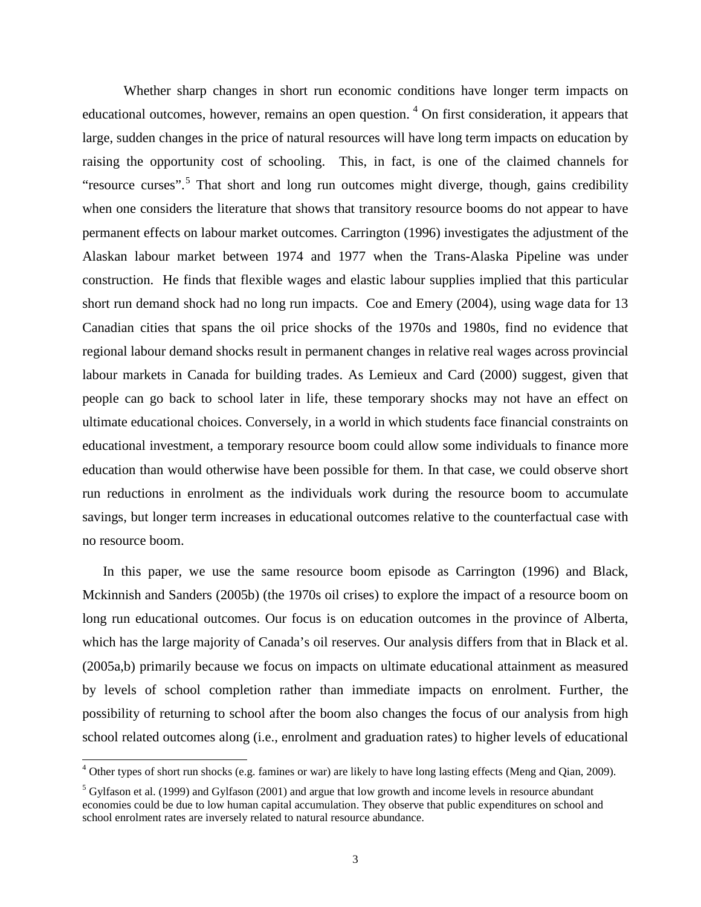Whether sharp changes in short run economic conditions have longer term impacts on educational outcomes, however, remains an open question. [4] On first consideration, it appears that large, sudden changes in the price of natural resources will have long term impacts on education by raising the opportunity cost of schooling. This, in fact, is one of the claimed channels for "resource curses".[5] That short and long run outcomes might diverge, though, gains credibility when one considers the literature that shows that transitory resource booms do not appear to have permanent effects on labour market outcomes. Carrington (1996) investigates the adjustment of the Alaskan labour market between 1974 and 1977 when the Trans-Alaska Pipeline was under construction. He finds that flexible wages and elastic labour supplies implied that this particular short run demand shock had no long run impacts. Coe and Emery (2004), using wage data for 13 Canadian cities that spans the oil price shocks of the 1970s and 1980s, find no evidence that regional labour demand shocks result in permanent changes in relative real wages across provincial labour markets in Canada for building trades. As Lemieux and Card (2000) suggest, given that people can go back to school later in life, these temporary shocks may not have an effect on ultimate educational choices. Conversely, in a world in which students face financial constraints on educational investment, a temporary resource boom could allow some individuals to finance more education than would otherwise have been possible for them. In that case, we could observe short run reductions in enrolment as the individuals work during the resource boom to accumulate savings, but longer term increases in educational outcomes relative to the counterfactual case with no resource boom.

In this paper, we use the same resource boom episode as Carrington (1996) and Black, Mckinnish and Sanders (2005b) (the 1970s oil crises) to explore the impact of a resource boom on long run educational outcomes. Our focus is on education outcomes in the province of Alberta, which has the large majority of Canada's oil reserves. Our analysis differs from that in Black et al. (2005a,b) primarily because we focus on impacts on ultimate educational attainment as measured by levels of school completion rather than immediate impacts on enrolment. Further, the possibility of returning to school after the boom also changes the focus of our analysis from high school related outcomes along (i.e., enrolment and graduation rates) to higher levels of educational

---

[4] Other types of short run shocks (e.g. famines or war) are likely to have long lasting effects (Meng and Qian, 2009).

[5] Gylfason et al. (1999) and Gylfason (2001) and argue that low growth and income levels in resource abundant economies could be due to low human capital accumulation. They observe that public expenditures on school and school enrolment rates are inversely related to natural resource abundance.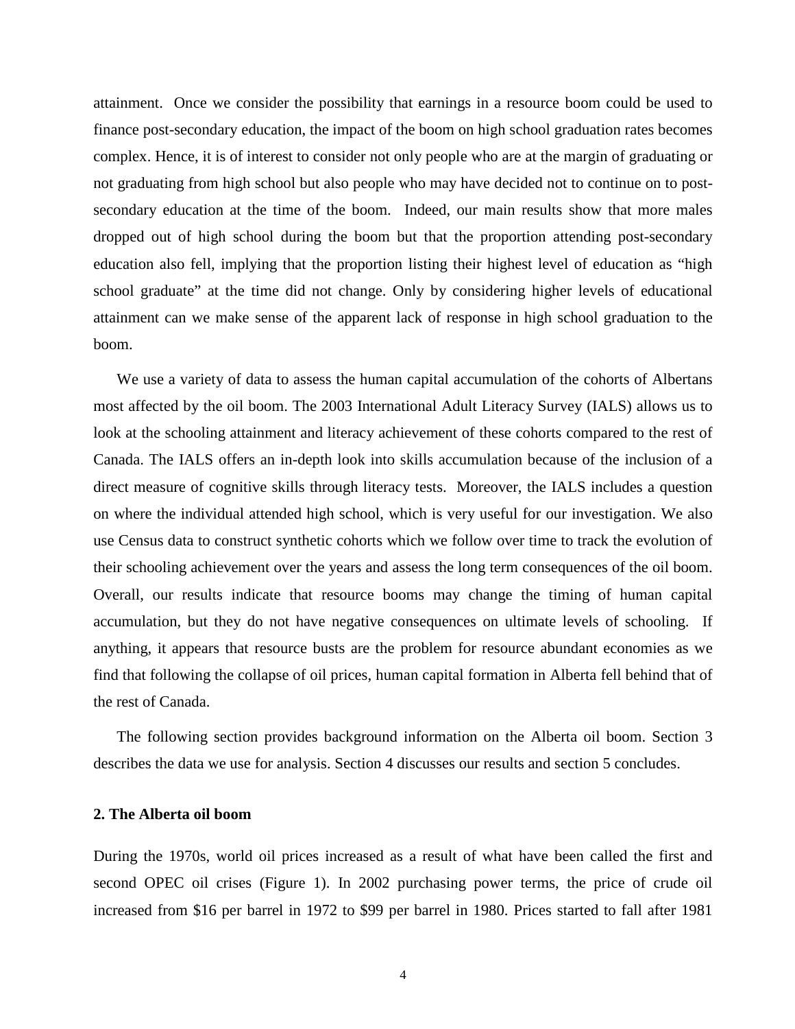attainment. Once we consider the possibility that earnings in a resource boom could be used to finance post-secondary education, the impact of the boom on high school graduation rates becomes complex. Hence, it is of interest to consider not only people who are at the margin of graduating or not graduating from high school but also people who may have decided not to continue on to post-secondary education at the time of the boom. Indeed, our main results show that more males dropped out of high school during the boom but that the proportion attending post-secondary education also fell, implying that the proportion listing their highest level of education as "high school graduate" at the time did not change. Only by considering higher levels of educational attainment can we make sense of the apparent lack of response in high school graduation to the boom.

We use a variety of data to assess the human capital accumulation of the cohorts of Albertans most affected by the oil boom. The 2003 International Adult Literacy Survey (IALS) allows us to look at the schooling attainment and literacy achievement of these cohorts compared to the rest of Canada. The IALS offers an in-depth look into skills accumulation because of the inclusion of a direct measure of cognitive skills through literacy tests. Moreover, the IALS includes a question on where the individual attended high school, which is very useful for our investigation. We also use Census data to construct synthetic cohorts which we follow over time to track the evolution of their schooling achievement over the years and assess the long term consequences of the oil boom. Overall, our results indicate that resource booms may change the timing of human capital accumulation, but they do not have negative consequences on ultimate levels of schooling. If anything, it appears that resource busts are the problem for resource abundant economies as we find that following the collapse of oil prices, human capital formation in Alberta fell behind that of the rest of Canada.

The following section provides background information on the Alberta oil boom. Section 3 describes the data we use for analysis. Section 4 discusses our results and section 5 concludes.

## 2. The Alberta oil boom

During the 1970s, world oil prices increased as a result of what have been called the first and second OPEC oil crises (Figure 1). In 2002 purchasing power terms, the price of crude oil increased from \$16 per barrel in 1972 to \$99 per barrel in 1980. Prices started to fall after 1981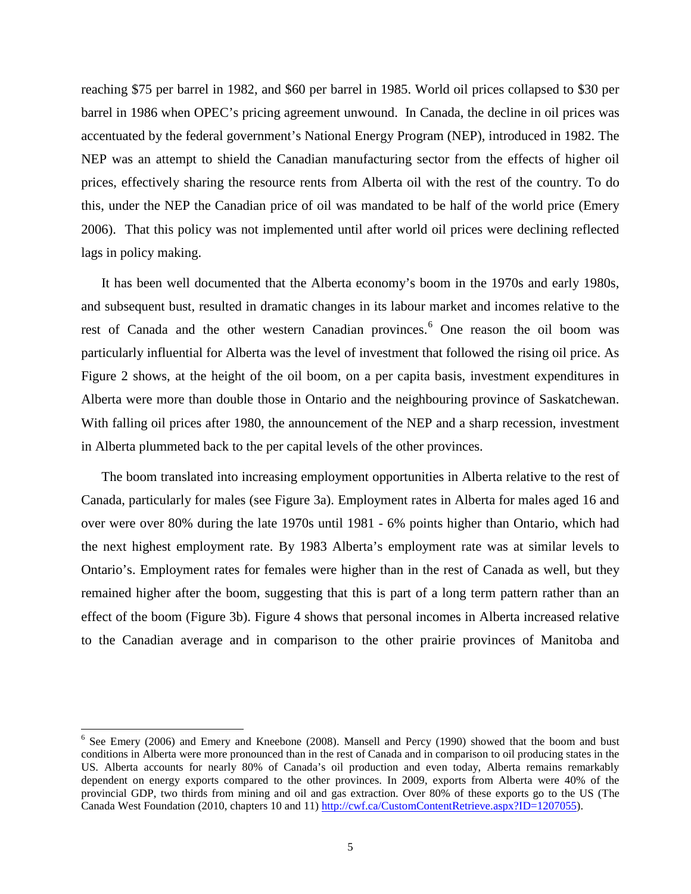reaching \$75 per barrel in 1982, and \$60 per barrel in 1985. World oil prices collapsed to \$30 per barrel in 1986 when OPEC's pricing agreement unwound. In Canada, the decline in oil prices was accentuated by the federal government's National Energy Program (NEP), introduced in 1982. The NEP was an attempt to shield the Canadian manufacturing sector from the effects of higher oil prices, effectively sharing the resource rents from Alberta oil with the rest of the country. To do this, under the NEP the Canadian price of oil was mandated to be half of the world price (Emery 2006). That this policy was not implemented until after world oil prices were declining reflected lags in policy making.

It has been well documented that the Alberta economy's boom in the 1970s and early 1980s, and subsequent bust, resulted in dramatic changes in its labour market and incomes relative to the rest of Canada and the other western Canadian provinces.[6] One reason the oil boom was particularly influential for Alberta was the level of investment that followed the rising oil price. As Figure 2 shows, at the height of the oil boom, on a per capita basis, investment expenditures in Alberta were more than double those in Ontario and the neighbouring province of Saskatchewan. With falling oil prices after 1980, the announcement of the NEP and a sharp recession, investment in Alberta plummeted back to the per capital levels of the other provinces.

The boom translated into increasing employment opportunities in Alberta relative to the rest of Canada, particularly for males (see Figure 3a). Employment rates in Alberta for males aged 16 and over were over 80% during the late 1970s until 1981 - 6% points higher than Ontario, which had the next highest employment rate. By 1983 Alberta's employment rate was at similar levels to Ontario's. Employment rates for females were higher than in the rest of Canada as well, but they remained higher after the boom, suggesting that this is part of a long term pattern rather than an effect of the boom (Figure 3b). Figure 4 shows that personal incomes in Alberta increased relative to the Canadian average and in comparison to the other prairie provinces of Manitoba and

[6] See Emery (2006) and Emery and Kneebone (2008). Mansell and Percy (1990) showed that the boom and bust conditions in Alberta were more pronounced than in the rest of Canada and in comparison to oil producing states in the US. Alberta accounts for nearly 80% of Canada's oil production and even today, Alberta remains remarkably dependent on energy exports compared to the other provinces. In 2009, exports from Alberta were 40% of the provincial GDP, two thirds from mining and oil and gas extraction. Over 80% of these exports go to the US (The Canada West Foundation (2010, chapters 10 and 11) http://cwf.ca/CustomContentRetrieve.aspx?ID=1207055).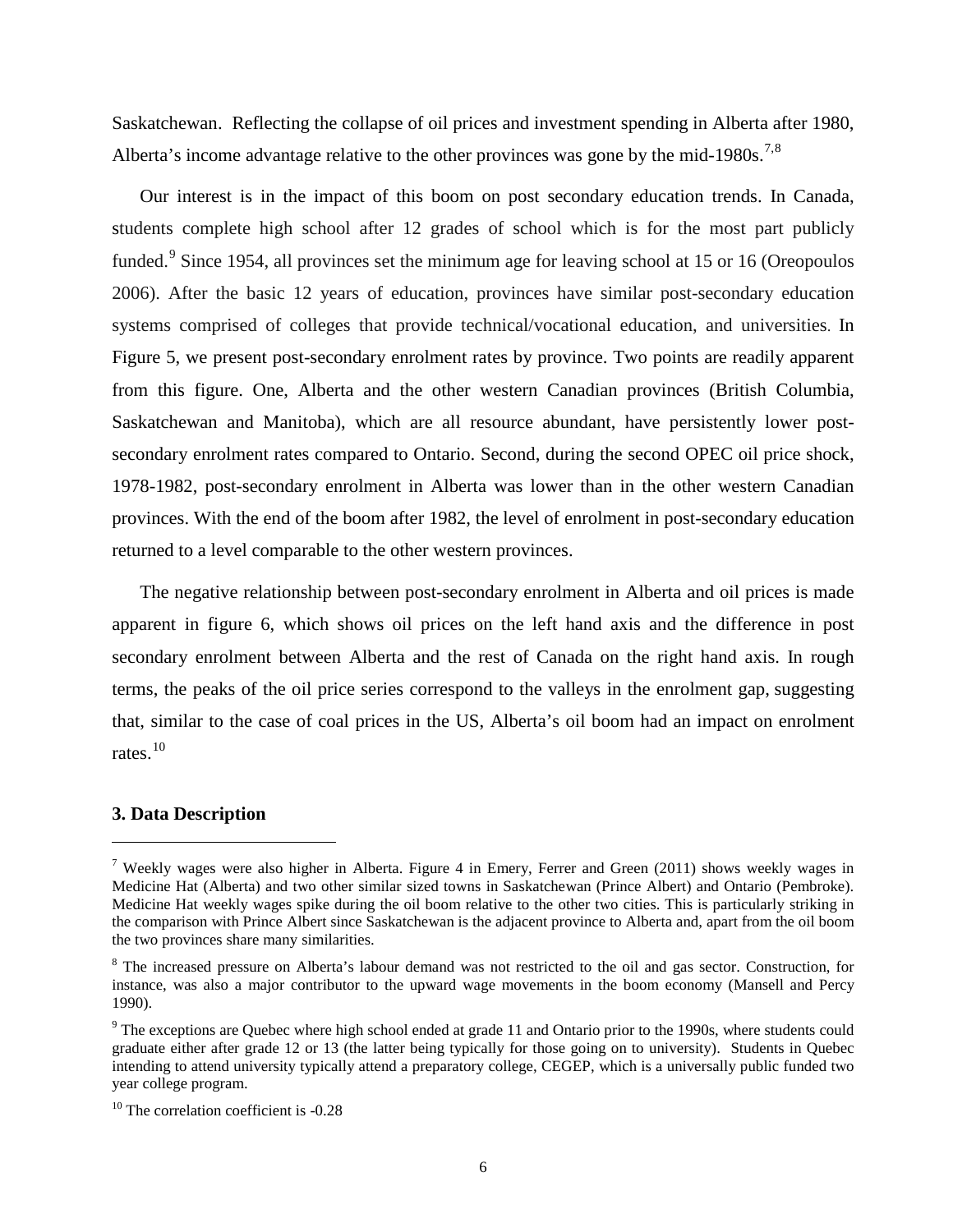Saskatchewan. Reflecting the collapse of oil prices and investment spending in Alberta after 1980, Alberta's income advantage relative to the other provinces was gone by the mid-1980s.[7,8]

Our interest is in the impact of this boom on post secondary education trends. In Canada, students complete high school after 12 grades of school which is for the most part publicly funded.[9] Since 1954, all provinces set the minimum age for leaving school at 15 or 16 (Oreopoulos 2006). After the basic 12 years of education, provinces have similar post-secondary education systems comprised of colleges that provide technical/vocational education, and universities. In Figure 5, we present post-secondary enrolment rates by province. Two points are readily apparent from this figure. One, Alberta and the other western Canadian provinces (British Columbia, Saskatchewan and Manitoba), which are all resource abundant, have persistently lower post-secondary enrolment rates compared to Ontario. Second, during the second OPEC oil price shock, 1978-1982, post-secondary enrolment in Alberta was lower than in the other western Canadian provinces. With the end of the boom after 1982, the level of enrolment in post-secondary education returned to a level comparable to the other western provinces.

The negative relationship between post-secondary enrolment in Alberta and oil prices is made apparent in figure 6, which shows oil prices on the left hand axis and the difference in post secondary enrolment between Alberta and the rest of Canada on the right hand axis. In rough terms, the peaks of the oil price series correspond to the valleys in the enrolment gap, suggesting that, similar to the case of coal prices in the US, Alberta's oil boom had an impact on enrolment rates.[10]

### 3. Data Description

[7] Weekly wages were also higher in Alberta. Figure 4 in Emery, Ferrer and Green (2011) shows weekly wages in Medicine Hat (Alberta) and two other similar sized towns in Saskatchewan (Prince Albert) and Ontario (Pembroke). Medicine Hat weekly wages spike during the oil boom relative to the other two cities. This is particularly striking in the comparison with Prince Albert since Saskatchewan is the adjacent province to Alberta and, apart from the oil boom the two provinces share many similarities.

[8] The increased pressure on Alberta's labour demand was not restricted to the oil and gas sector. Construction, for instance, was also a major contributor to the upward wage movements in the boom economy (Mansell and Percy 1990).

[9] The exceptions are Quebec where high school ended at grade 11 and Ontario prior to the 1990s, where students could graduate either after grade 12 or 13 (the latter being typically for those going on to university). Students in Quebec intending to attend university typically attend a preparatory college, CEGEP, which is a universally public funded two year college program.

[10] The correlation coefficient is -0.28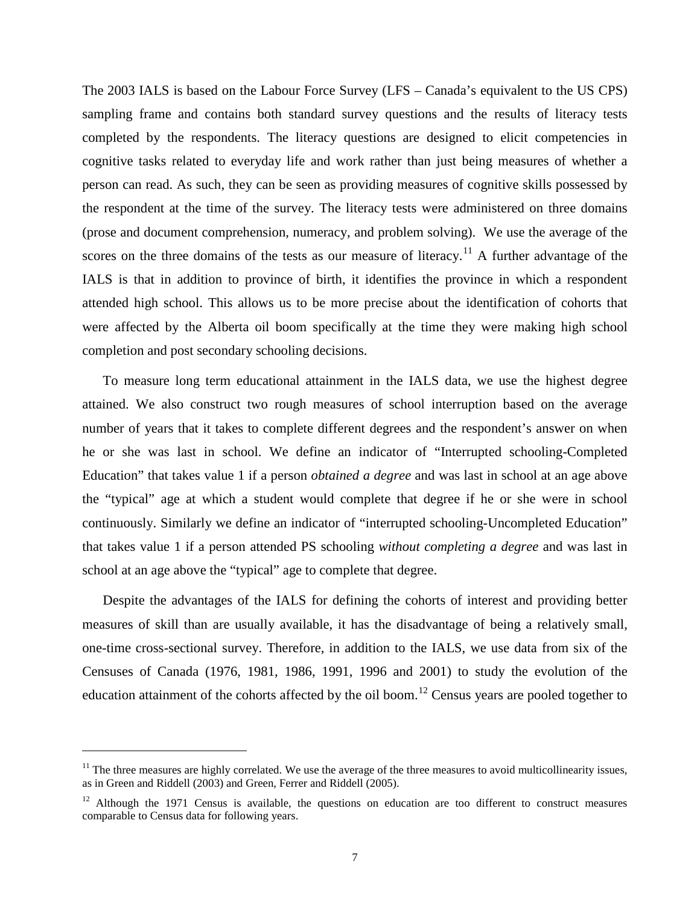The 2003 IALS is based on the Labour Force Survey (LFS – Canada's equivalent to the US CPS) sampling frame and contains both standard survey questions and the results of literacy tests completed by the respondents. The literacy questions are designed to elicit competencies in cognitive tasks related to everyday life and work rather than just being measures of whether a person can read. As such, they can be seen as providing measures of cognitive skills possessed by the respondent at the time of the survey. The literacy tests were administered on three domains (prose and document comprehension, numeracy, and problem solving). We use the average of the scores on the three domains of the tests as our measure of literacy.[11] A further advantage of the IALS is that in addition to province of birth, it identifies the province in which a respondent attended high school. This allows us to be more precise about the identification of cohorts that were affected by the Alberta oil boom specifically at the time they were making high school completion and post secondary schooling decisions.

To measure long term educational attainment in the IALS data, we use the highest degree attained. We also construct two rough measures of school interruption based on the average number of years that it takes to complete different degrees and the respondent's answer on when he or she was last in school. We define an indicator of "Interrupted schooling-Completed Education" that takes value 1 if a person *obtained a degree* and was last in school at an age above the "typical" age at which a student would complete that degree if he or she were in school continuously. Similarly we define an indicator of "interrupted schooling-Uncompleted Education" that takes value 1 if a person attended PS schooling *without completing a degree* and was last in school at an age above the "typical" age to complete that degree.

Despite the advantages of the IALS for defining the cohorts of interest and providing better measures of skill than are usually available, it has the disadvantage of being a relatively small, one-time cross-sectional survey. Therefore, in addition to the IALS, we use data from six of the Censuses of Canada (1976, 1981, 1986, 1991, 1996 and 2001) to study the evolution of the education attainment of the cohorts affected by the oil boom.[12] Census years are pooled together to

---

[11] The three measures are highly correlated. We use the average of the three measures to avoid multicollinearity issues, as in Green and Riddell (2003) and Green, Ferrer and Riddell (2005).

[12] Although the 1971 Census is available, the questions on education are too different to construct measures comparable to Census data for following years.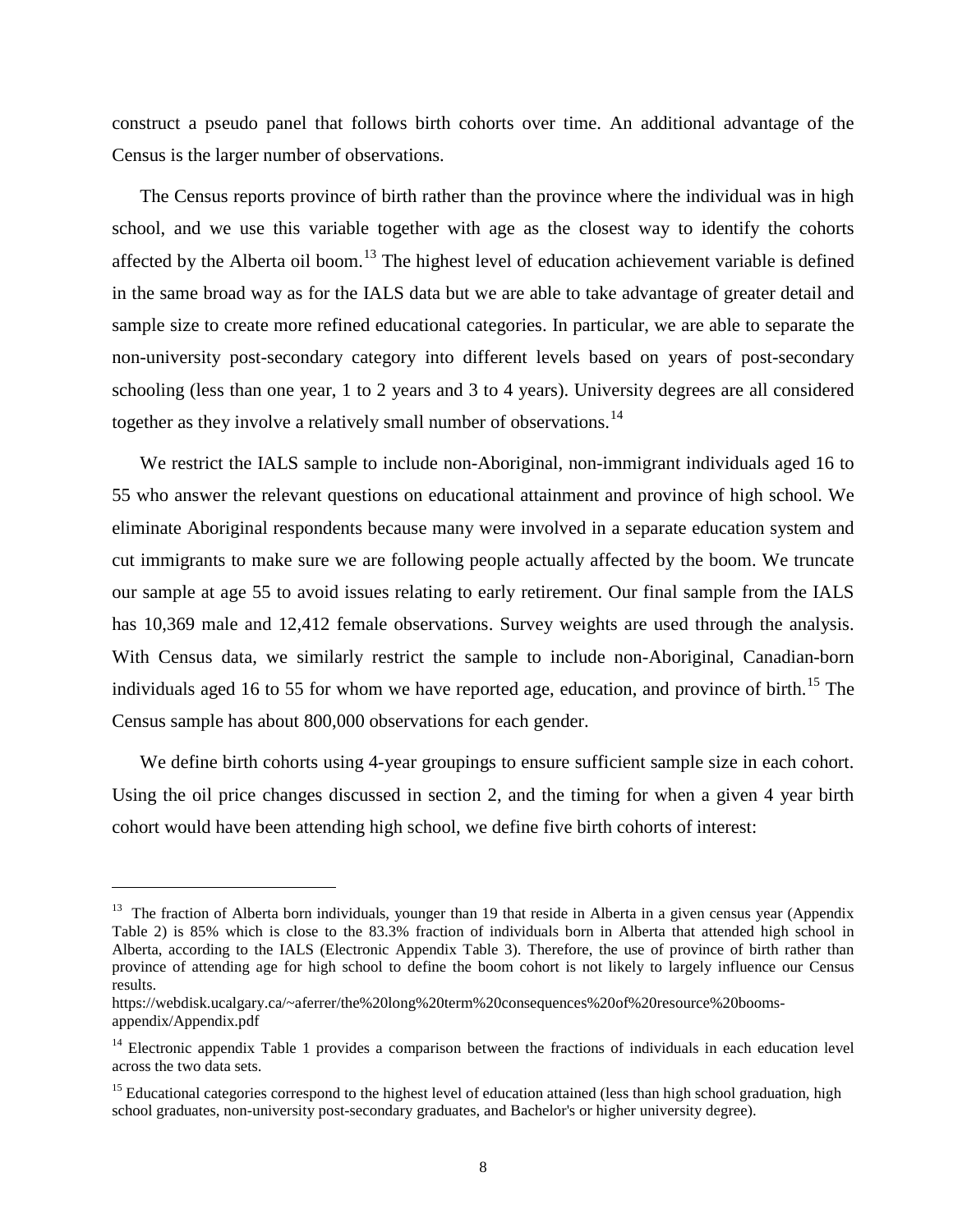construct a pseudo panel that follows birth cohorts over time. An additional advantage of the Census is the larger number of observations.

The Census reports province of birth rather than the province where the individual was in high school, and we use this variable together with age as the closest way to identify the cohorts affected by the Alberta oil boom.[13] The highest level of education achievement variable is defined in the same broad way as for the IALS data but we are able to take advantage of greater detail and sample size to create more refined educational categories. In particular, we are able to separate the non-university post-secondary category into different levels based on years of post-secondary schooling (less than one year, 1 to 2 years and 3 to 4 years). University degrees are all considered together as they involve a relatively small number of observations.[14]

We restrict the IALS sample to include non-Aboriginal, non-immigrant individuals aged 16 to 55 who answer the relevant questions on educational attainment and province of high school. We eliminate Aboriginal respondents because many were involved in a separate education system and cut immigrants to make sure we are following people actually affected by the boom. We truncate our sample at age 55 to avoid issues relating to early retirement. Our final sample from the IALS has 10,369 male and 12,412 female observations. Survey weights are used through the analysis. With Census data, we similarly restrict the sample to include non-Aboriginal, Canadian-born individuals aged 16 to 55 for whom we have reported age, education, and province of birth.[15] The Census sample has about 800,000 observations for each gender.

We define birth cohorts using 4-year groupings to ensure sufficient sample size in each cohort. Using the oil price changes discussed in section 2, and the timing for when a given 4 year birth cohort would have been attending high school, we define five birth cohorts of interest:

---

[13] The fraction of Alberta born individuals, younger than 19 that reside in Alberta in a given census year (Appendix Table 2) is 85% which is close to the 83.3% fraction of individuals born in Alberta that attended high school in Alberta, according to the IALS (Electronic Appendix Table 3). Therefore, the use of province of birth rather than province of attending age for high school to define the boom cohort is not likely to largely influence our Census results.
https://webdisk.ucalgary.ca/~aferrer/the%20long%20term%20consequences%20of%20resource%20booms-appendix/Appendix.pdf

[14] Electronic appendix Table 1 provides a comparison between the fractions of individuals in each education level across the two data sets.

[15] Educational categories correspond to the highest level of education attained (less than high school graduation, high school graduates, non-university post-secondary graduates, and Bachelor's or higher university degree).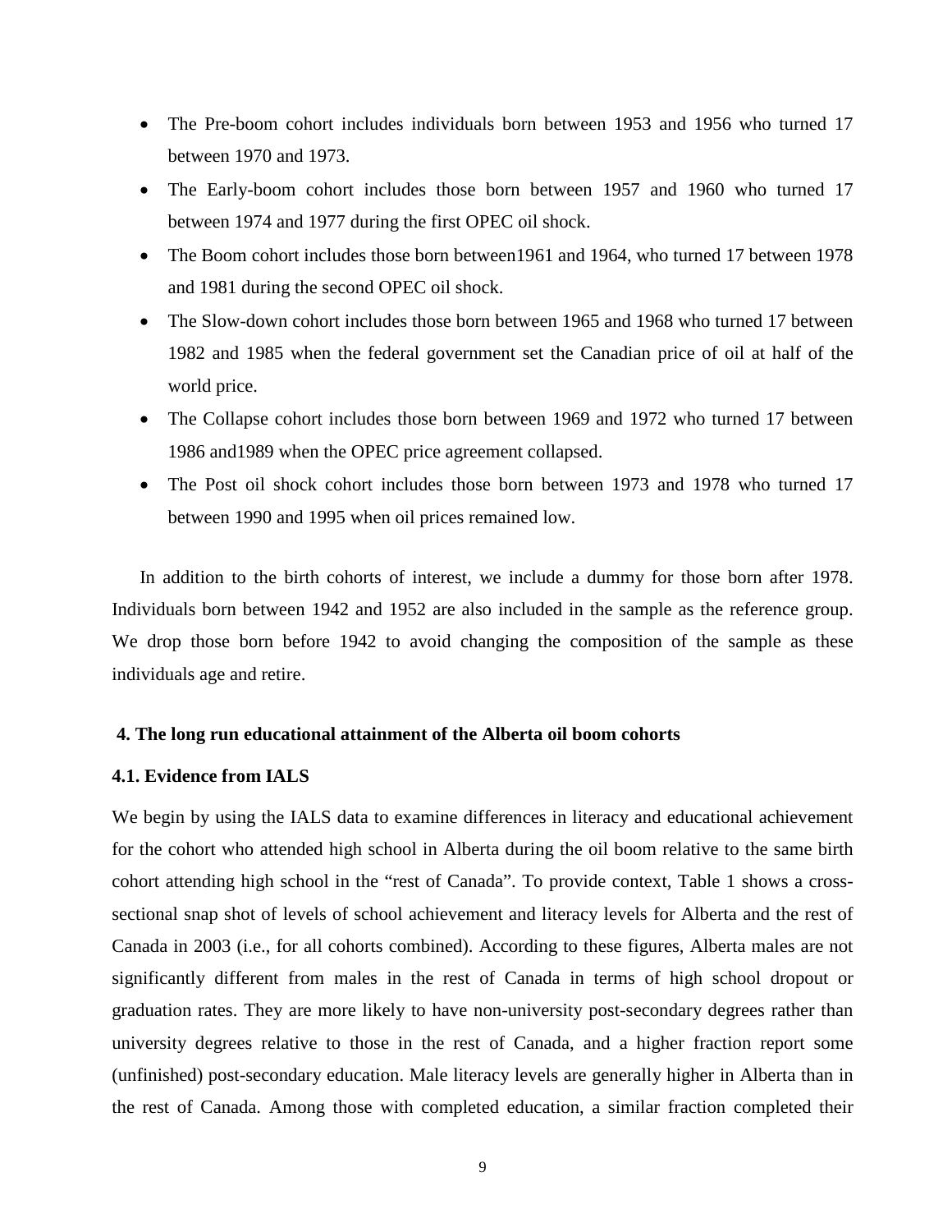- The Pre-boom cohort includes individuals born between 1953 and 1956 who turned 17 between 1970 and 1973.
- The Early-boom cohort includes those born between 1957 and 1960 who turned 17 between 1974 and 1977 during the first OPEC oil shock.
- The Boom cohort includes those born between1961 and 1964, who turned 17 between 1978 and 1981 during the second OPEC oil shock.
- The Slow-down cohort includes those born between 1965 and 1968 who turned 17 between 1982 and 1985 when the federal government set the Canadian price of oil at half of the world price.
- The Collapse cohort includes those born between 1969 and 1972 who turned 17 between 1986 and1989 when the OPEC price agreement collapsed.
- The Post oil shock cohort includes those born between 1973 and 1978 who turned 17 between 1990 and 1995 when oil prices remained low.

In addition to the birth cohorts of interest, we include a dummy for those born after 1978. Individuals born between 1942 and 1952 are also included in the sample as the reference group. We drop those born before 1942 to avoid changing the composition of the sample as these individuals age and retire.

## 4. The long run educational attainment of the Alberta oil boom cohorts

### 4.1. Evidence from IALS

We begin by using the IALS data to examine differences in literacy and educational achievement for the cohort who attended high school in Alberta during the oil boom relative to the same birth cohort attending high school in the "rest of Canada". To provide context, Table 1 shows a cross-sectional snap shot of levels of school achievement and literacy levels for Alberta and the rest of Canada in 2003 (i.e., for all cohorts combined). According to these figures, Alberta males are not significantly different from males in the rest of Canada in terms of high school dropout or graduation rates. They are more likely to have non-university post-secondary degrees rather than university degrees relative to those in the rest of Canada, and a higher fraction report some (unfinished) post-secondary education. Male literacy levels are generally higher in Alberta than in the rest of Canada. Among those with completed education, a similar fraction completed their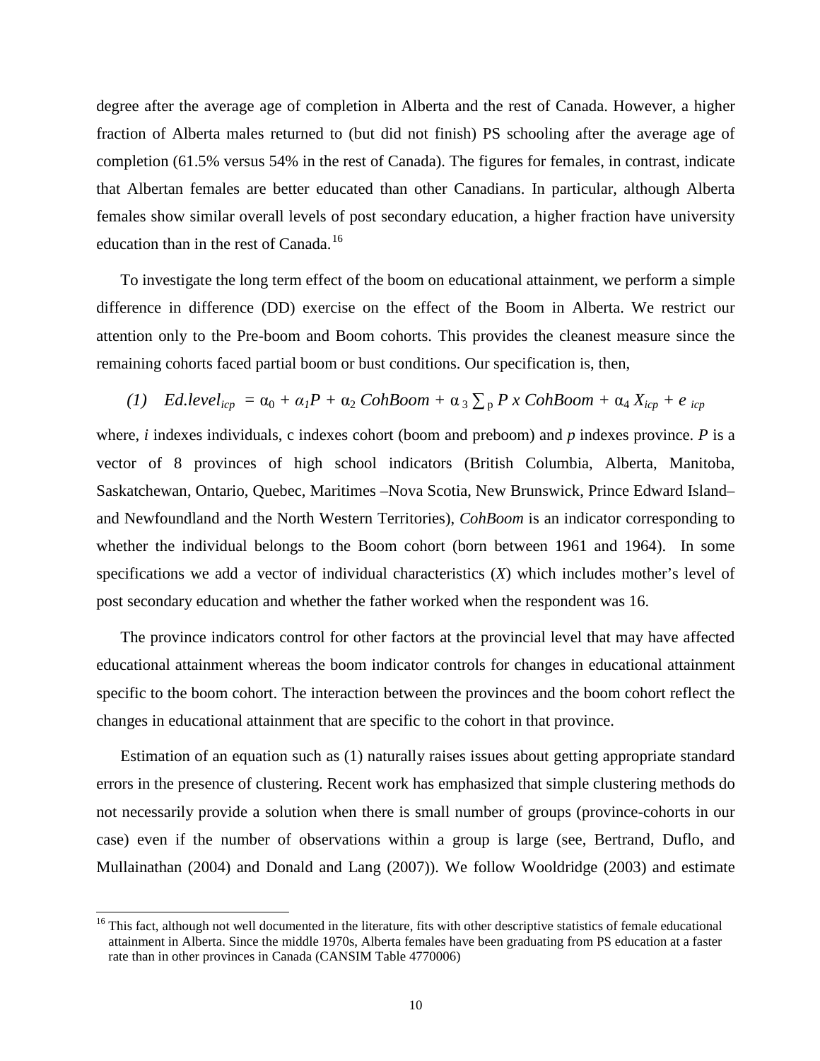degree after the average age of completion in Alberta and the rest of Canada. However, a higher fraction of Alberta males returned to (but did not finish) PS schooling after the average age of completion (61.5% versus 54% in the rest of Canada). The figures for females, in contrast, indicate that Albertan females are better educated than other Canadians. In particular, although Alberta females show similar overall levels of post secondary education, a higher fraction have university education than in the rest of Canada.[16]

To investigate the long term effect of the boom on educational attainment, we perform a simple difference in difference (DD) exercise on the effect of the Boom in Alberta. We restrict our attention only to the Pre-boom and Boom cohorts. This provides the cleanest measure since the remaining cohorts faced partial boom or bust conditions. Our specification is, then,

$$(1) \quad Ed.level_{icp} = \alpha_0 + \alpha_1 P + \alpha_2\, CohBoom + \alpha_3 \sum_p P \times CohBoom + \alpha_4 X_{icp} + e_{icp}$$

where, *i* indexes individuals, c indexes cohort (boom and preboom) and *p* indexes province. *P* is a vector of 8 provinces of high school indicators (British Columbia, Alberta, Manitoba, Saskatchewan, Ontario, Quebec, Maritimes –Nova Scotia, New Brunswick, Prince Edward Island– and Newfoundland and the North Western Territories), *CohBoom* is an indicator corresponding to whether the individual belongs to the Boom cohort (born between 1961 and 1964). In some specifications we add a vector of individual characteristics (*X*) which includes mother's level of post secondary education and whether the father worked when the respondent was 16.

The province indicators control for other factors at the provincial level that may have affected educational attainment whereas the boom indicator controls for changes in educational attainment specific to the boom cohort. The interaction between the provinces and the boom cohort reflect the changes in educational attainment that are specific to the cohort in that province.

Estimation of an equation such as (1) naturally raises issues about getting appropriate standard errors in the presence of clustering. Recent work has emphasized that simple clustering methods do not necessarily provide a solution when there is small number of groups (province-cohorts in our case) even if the number of observations within a group is large (see, Bertrand, Duflo, and Mullainathan (2004) and Donald and Lang (2007)). We follow Wooldridge (2003) and estimate

[16] This fact, although not well documented in the literature, fits with other descriptive statistics of female educational attainment in Alberta. Since the middle 1970s, Alberta females have been graduating from PS education at a faster rate than in other provinces in Canada (CANSIM Table 4770006)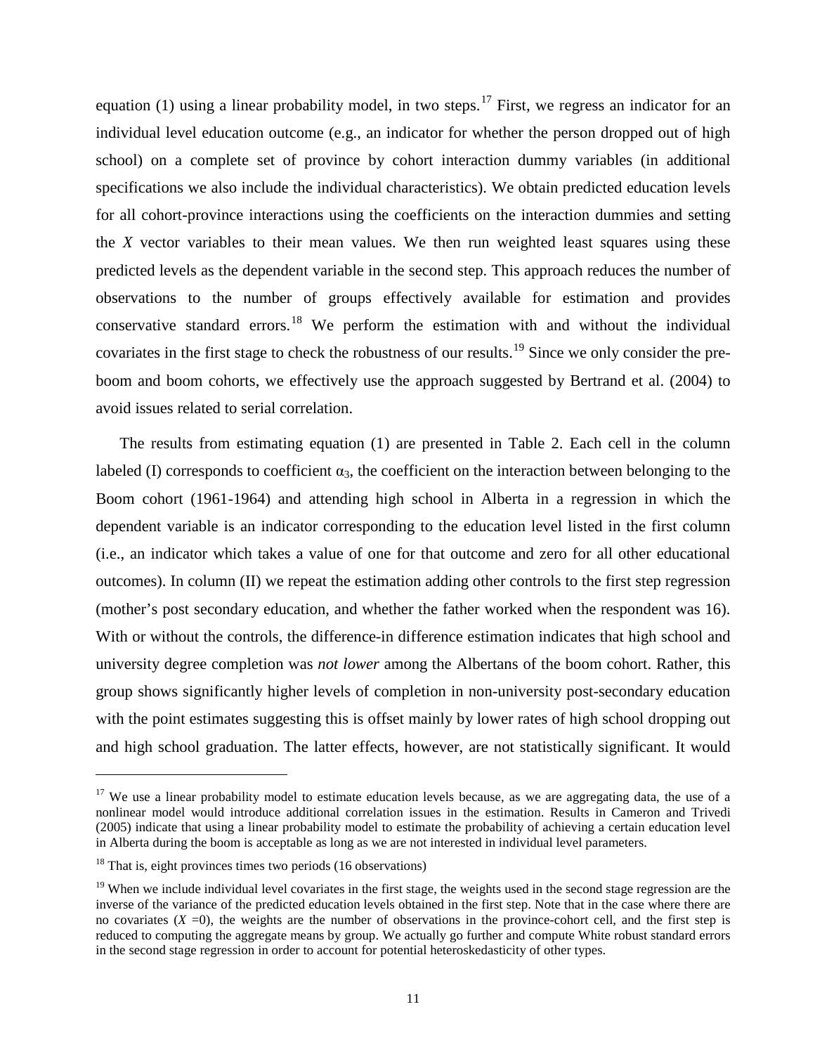equation (1) using a linear probability model, in two steps.[17] First, we regress an indicator for an individual level education outcome (e.g., an indicator for whether the person dropped out of high school) on a complete set of province by cohort interaction dummy variables (in additional specifications we also include the individual characteristics). We obtain predicted education levels for all cohort-province interactions using the coefficients on the interaction dummies and setting the $X$ vector variables to their mean values. We then run weighted least squares using these predicted levels as the dependent variable in the second step. This approach reduces the number of observations to the number of groups effectively available for estimation and provides conservative standard errors.[18] We perform the estimation with and without the individual covariates in the first stage to check the robustness of our results.[19] Since we only consider the pre-boom and boom cohorts, we effectively use the approach suggested by Bertrand et al. (2004) to avoid issues related to serial correlation.

The results from estimating equation (1) are presented in Table 2. Each cell in the column labeled (I) corresponds to coefficient $\alpha_3$, the coefficient on the interaction between belonging to the Boom cohort (1961-1964) and attending high school in Alberta in a regression in which the dependent variable is an indicator corresponding to the education level listed in the first column (i.e., an indicator which takes a value of one for that outcome and zero for all other educational outcomes). In column (II) we repeat the estimation adding other controls to the first step regression (mother's post secondary education, and whether the father worked when the respondent was 16). With or without the controls, the difference-in difference estimation indicates that high school and university degree completion was *not lower* among the Albertans of the boom cohort. Rather, this group shows significantly higher levels of completion in non-university post-secondary education with the point estimates suggesting this is offset mainly by lower rates of high school dropping out and high school graduation. The latter effects, however, are not statistically significant. It would

---

[17] We use a linear probability model to estimate education levels because, as we are aggregating data, the use of a nonlinear model would introduce additional correlation issues in the estimation. Results in Cameron and Trivedi (2005) indicate that using a linear probability model to estimate the probability of achieving a certain education level in Alberta during the boom is acceptable as long as we are not interested in individual level parameters.

[18] That is, eight provinces times two periods (16 observations)

[19] When we include individual level covariates in the first stage, the weights used in the second stage regression are the inverse of the variance of the predicted education levels obtained in the first step. Note that in the case where there are no covariates ($X$ =0), the weights are the number of observations in the province-cohort cell, and the first step is reduced to computing the aggregate means by group. We actually go further and compute White robust standard errors in the second stage regression in order to account for potential heteroskedasticity of other types.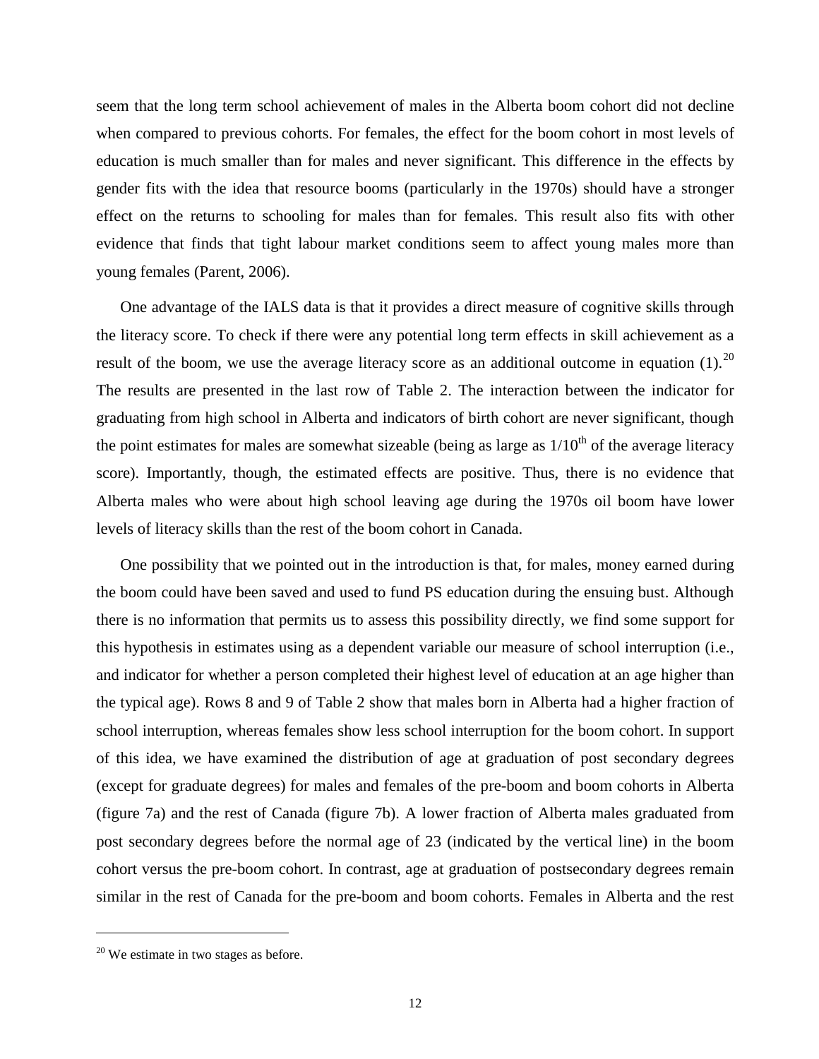seem that the long term school achievement of males in the Alberta boom cohort did not decline when compared to previous cohorts. For females, the effect for the boom cohort in most levels of education is much smaller than for males and never significant. This difference in the effects by gender fits with the idea that resource booms (particularly in the 1970s) should have a stronger effect on the returns to schooling for males than for females. This result also fits with other evidence that finds that tight labour market conditions seem to affect young males more than young females (Parent, 2006).

One advantage of the IALS data is that it provides a direct measure of cognitive skills through the literacy score. To check if there were any potential long term effects in skill achievement as a result of the boom, we use the average literacy score as an additional outcome in equation (1).[20] The results are presented in the last row of Table 2. The interaction between the indicator for graduating from high school in Alberta and indicators of birth cohort are never significant, though the point estimates for males are somewhat sizeable (being as large as 1/10th of the average literacy score). Importantly, though, the estimated effects are positive. Thus, there is no evidence that Alberta males who were about high school leaving age during the 1970s oil boom have lower levels of literacy skills than the rest of the boom cohort in Canada.

One possibility that we pointed out in the introduction is that, for males, money earned during the boom could have been saved and used to fund PS education during the ensuing bust. Although there is no information that permits us to assess this possibility directly, we find some support for this hypothesis in estimates using as a dependent variable our measure of school interruption (i.e., and indicator for whether a person completed their highest level of education at an age higher than the typical age). Rows 8 and 9 of Table 2 show that males born in Alberta had a higher fraction of school interruption, whereas females show less school interruption for the boom cohort. In support of this idea, we have examined the distribution of age at graduation of post secondary degrees (except for graduate degrees) for males and females of the pre-boom and boom cohorts in Alberta (figure 7a) and the rest of Canada (figure 7b). A lower fraction of Alberta males graduated from post secondary degrees before the normal age of 23 (indicated by the vertical line) in the boom cohort versus the pre-boom cohort. In contrast, age at graduation of postsecondary degrees remain similar in the rest of Canada for the pre-boom and boom cohorts. Females in Alberta and the rest

[20] We estimate in two stages as before.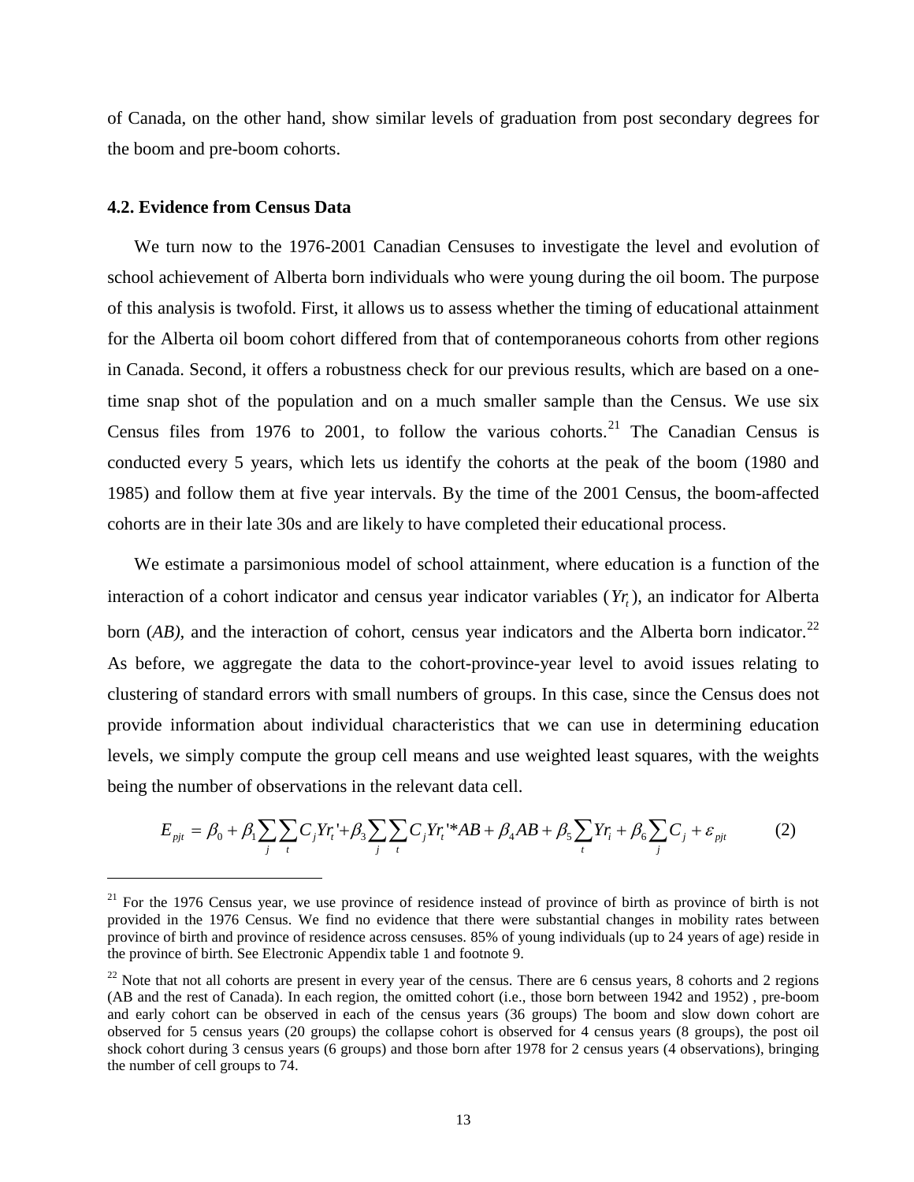of Canada, on the other hand, show similar levels of graduation from post secondary degrees for the boom and pre-boom cohorts.

### 4.2. Evidence from Census Data

We turn now to the 1976-2001 Canadian Censuses to investigate the level and evolution of school achievement of Alberta born individuals who were young during the oil boom. The purpose of this analysis is twofold. First, it allows us to assess whether the timing of educational attainment for the Alberta oil boom cohort differed from that of contemporaneous cohorts from other regions in Canada. Second, it offers a robustness check for our previous results, which are based on a one-time snap shot of the population and on a much smaller sample than the Census. We use six Census files from 1976 to 2001, to follow the various cohorts.[21] The Canadian Census is conducted every 5 years, which lets us identify the cohorts at the peak of the boom (1980 and 1985) and follow them at five year intervals. By the time of the 2001 Census, the boom-affected cohorts are in their late 30s and are likely to have completed their educational process.

We estimate a parsimonious model of school attainment, where education is a function of the interaction of a cohort indicator and census year indicator variables ($Yr_t$), an indicator for Alberta born (*AB*), and the interaction of cohort, census year indicators and the Alberta born indicator.[22] As before, we aggregate the data to the cohort-province-year level to avoid issues relating to clustering of standard errors with small numbers of groups. In this case, since the Census does not provide information about individual characteristics that we can use in determining education levels, we simply compute the group cell means and use weighted least squares, with the weights being the number of observations in the relevant data cell.

$$E_{pjt} = \beta_0 + \beta_1 \sum_j \sum_t C_j Yr_t' + \beta_3 \sum_j \sum_t C_j Yr_t' * AB + \beta_4 AB + \beta_5 \sum_t Yr_i + \beta_6 \sum_j C_j + \varepsilon_{pjt} \qquad (2)$$

---

[21] For the 1976 Census year, we use province of residence instead of province of birth as province of birth is not provided in the 1976 Census. We find no evidence that there were substantial changes in mobility rates between province of birth and province of residence across censuses. 85% of young individuals (up to 24 years of age) reside in the province of birth. See Electronic Appendix table 1 and footnote 9.

[22] Note that not all cohorts are present in every year of the census. There are 6 census years, 8 cohorts and 2 regions (AB and the rest of Canada). In each region, the omitted cohort (i.e., those born between 1942 and 1952) , pre-boom and early cohort can be observed in each of the census years (36 groups) The boom and slow down cohort are observed for 5 census years (20 groups) the collapse cohort is observed for 4 census years (8 groups), the post oil shock cohort during 3 census years (6 groups) and those born after 1978 for 2 census years (4 observations), bringing the number of cell groups to 74.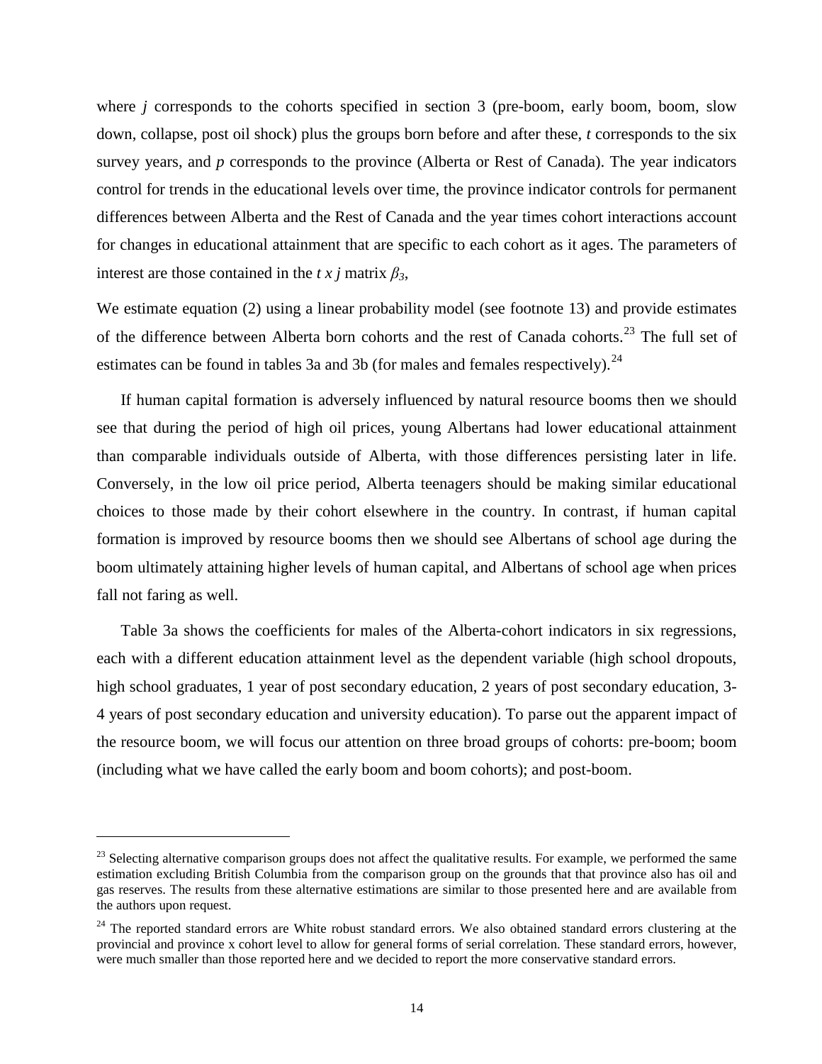where *j* corresponds to the cohorts specified in section 3 (pre-boom, early boom, boom, slow down, collapse, post oil shock) plus the groups born before and after these, *t* corresponds to the six survey years, and *p* corresponds to the province (Alberta or Rest of Canada). The year indicators control for trends in the educational levels over time, the province indicator controls for permanent differences between Alberta and the Rest of Canada and the year times cohort interactions account for changes in educational attainment that are specific to each cohort as it ages. The parameters of interest are those contained in the $t \times j$ matrix $\beta_3$,

We estimate equation (2) using a linear probability model (see footnote 13) and provide estimates of the difference between Alberta born cohorts and the rest of Canada cohorts.[23] The full set of estimates can be found in tables 3a and 3b (for males and females respectively).[24]

If human capital formation is adversely influenced by natural resource booms then we should see that during the period of high oil prices, young Albertans had lower educational attainment than comparable individuals outside of Alberta, with those differences persisting later in life. Conversely, in the low oil price period, Alberta teenagers should be making similar educational choices to those made by their cohort elsewhere in the country. In contrast, if human capital formation is improved by resource booms then we should see Albertans of school age during the boom ultimately attaining higher levels of human capital, and Albertans of school age when prices fall not faring as well.

Table 3a shows the coefficients for males of the Alberta-cohort indicators in six regressions, each with a different education attainment level as the dependent variable (high school dropouts, high school graduates, 1 year of post secondary education, 2 years of post secondary education, 3-4 years of post secondary education and university education). To parse out the apparent impact of the resource boom, we will focus our attention on three broad groups of cohorts: pre-boom; boom (including what we have called the early boom and boom cohorts); and post-boom.

---

[23] Selecting alternative comparison groups does not affect the qualitative results. For example, we performed the same estimation excluding British Columbia from the comparison group on the grounds that that province also has oil and gas reserves. The results from these alternative estimations are similar to those presented here and are available from the authors upon request.

[24] The reported standard errors are White robust standard errors. We also obtained standard errors clustering at the provincial and province x cohort level to allow for general forms of serial correlation. These standard errors, however, were much smaller than those reported here and we decided to report the more conservative standard errors.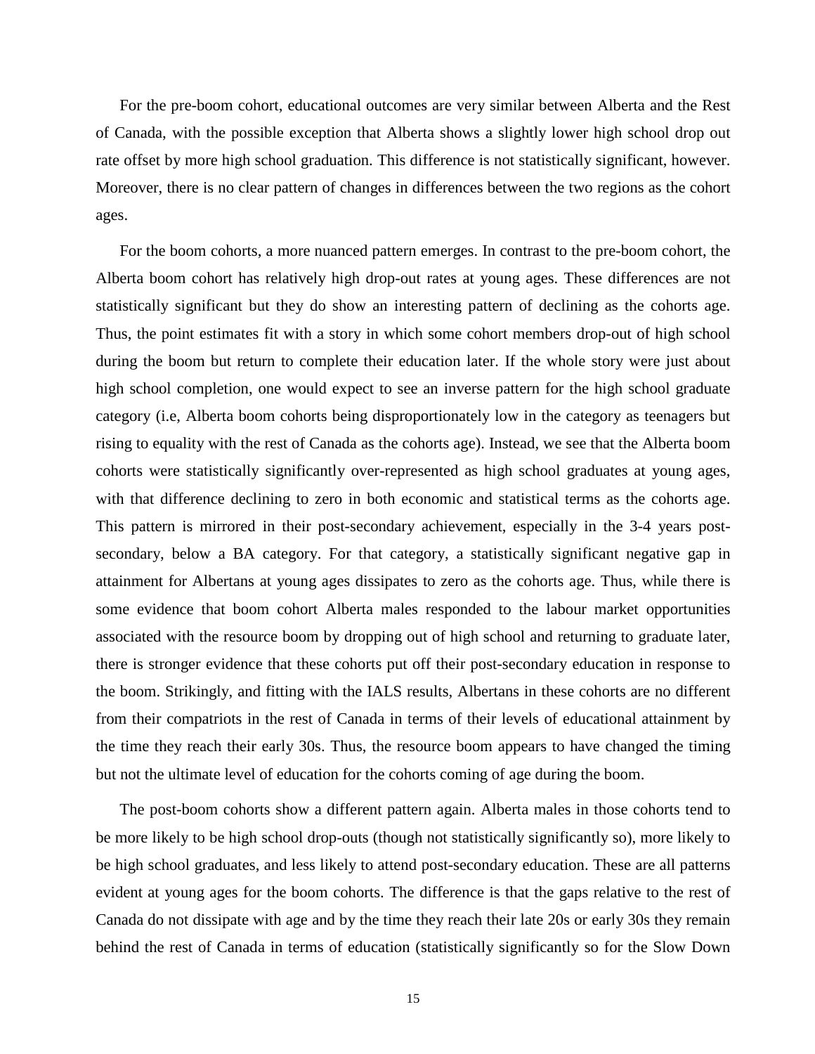For the pre-boom cohort, educational outcomes are very similar between Alberta and the Rest of Canada, with the possible exception that Alberta shows a slightly lower high school drop out rate offset by more high school graduation. This difference is not statistically significant, however. Moreover, there is no clear pattern of changes in differences between the two regions as the cohort ages.

For the boom cohorts, a more nuanced pattern emerges. In contrast to the pre-boom cohort, the Alberta boom cohort has relatively high drop-out rates at young ages. These differences are not statistically significant but they do show an interesting pattern of declining as the cohorts age. Thus, the point estimates fit with a story in which some cohort members drop-out of high school during the boom but return to complete their education later. If the whole story were just about high school completion, one would expect to see an inverse pattern for the high school graduate category (i.e, Alberta boom cohorts being disproportionately low in the category as teenagers but rising to equality with the rest of Canada as the cohorts age). Instead, we see that the Alberta boom cohorts were statistically significantly over-represented as high school graduates at young ages, with that difference declining to zero in both economic and statistical terms as the cohorts age. This pattern is mirrored in their post-secondary achievement, especially in the 3-4 years post-secondary, below a BA category. For that category, a statistically significant negative gap in attainment for Albertans at young ages dissipates to zero as the cohorts age. Thus, while there is some evidence that boom cohort Alberta males responded to the labour market opportunities associated with the resource boom by dropping out of high school and returning to graduate later, there is stronger evidence that these cohorts put off their post-secondary education in response to the boom. Strikingly, and fitting with the IALS results, Albertans in these cohorts are no different from their compatriots in the rest of Canada in terms of their levels of educational attainment by the time they reach their early 30s. Thus, the resource boom appears to have changed the timing but not the ultimate level of education for the cohorts coming of age during the boom.

The post-boom cohorts show a different pattern again. Alberta males in those cohorts tend to be more likely to be high school drop-outs (though not statistically significantly so), more likely to be high school graduates, and less likely to attend post-secondary education. These are all patterns evident at young ages for the boom cohorts. The difference is that the gaps relative to the rest of Canada do not dissipate with age and by the time they reach their late 20s or early 30s they remain behind the rest of Canada in terms of education (statistically significantly so for the Slow Down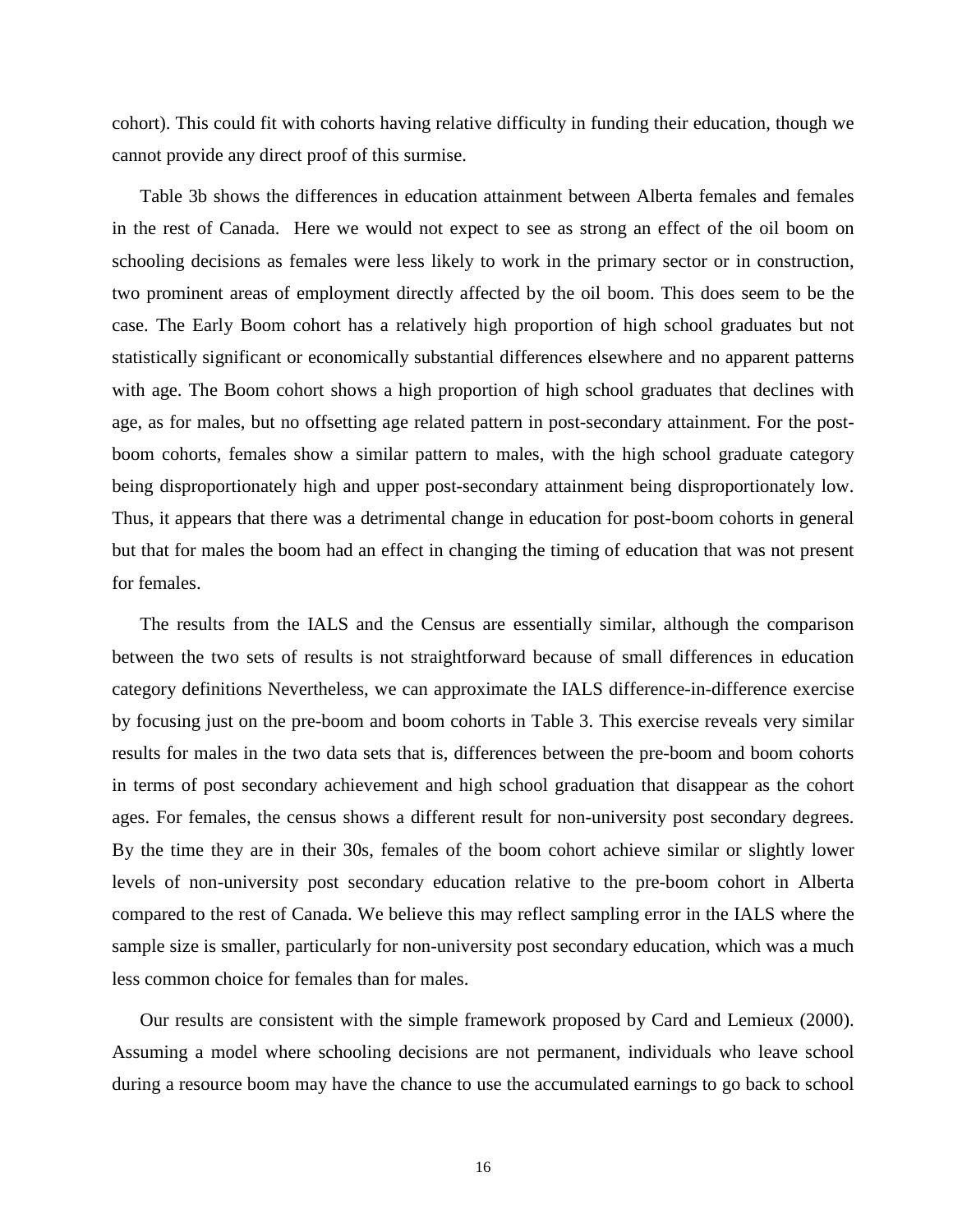cohort). This could fit with cohorts having relative difficulty in funding their education, though we cannot provide any direct proof of this surmise.

Table 3b shows the differences in education attainment between Alberta females and females in the rest of Canada. Here we would not expect to see as strong an effect of the oil boom on schooling decisions as females were less likely to work in the primary sector or in construction, two prominent areas of employment directly affected by the oil boom. This does seem to be the case. The Early Boom cohort has a relatively high proportion of high school graduates but not statistically significant or economically substantial differences elsewhere and no apparent patterns with age. The Boom cohort shows a high proportion of high school graduates that declines with age, as for males, but no offsetting age related pattern in post-secondary attainment. For the post-boom cohorts, females show a similar pattern to males, with the high school graduate category being disproportionately high and upper post-secondary attainment being disproportionately low. Thus, it appears that there was a detrimental change in education for post-boom cohorts in general but that for males the boom had an effect in changing the timing of education that was not present for females.

The results from the IALS and the Census are essentially similar, although the comparison between the two sets of results is not straightforward because of small differences in education category definitions Nevertheless, we can approximate the IALS difference-in-difference exercise by focusing just on the pre-boom and boom cohorts in Table 3. This exercise reveals very similar results for males in the two data sets that is, differences between the pre-boom and boom cohorts in terms of post secondary achievement and high school graduation that disappear as the cohort ages. For females, the census shows a different result for non-university post secondary degrees. By the time they are in their 30s, females of the boom cohort achieve similar or slightly lower levels of non-university post secondary education relative to the pre-boom cohort in Alberta compared to the rest of Canada. We believe this may reflect sampling error in the IALS where the sample size is smaller, particularly for non-university post secondary education, which was a much less common choice for females than for males.

Our results are consistent with the simple framework proposed by Card and Lemieux (2000). Assuming a model where schooling decisions are not permanent, individuals who leave school during a resource boom may have the chance to use the accumulated earnings to go back to school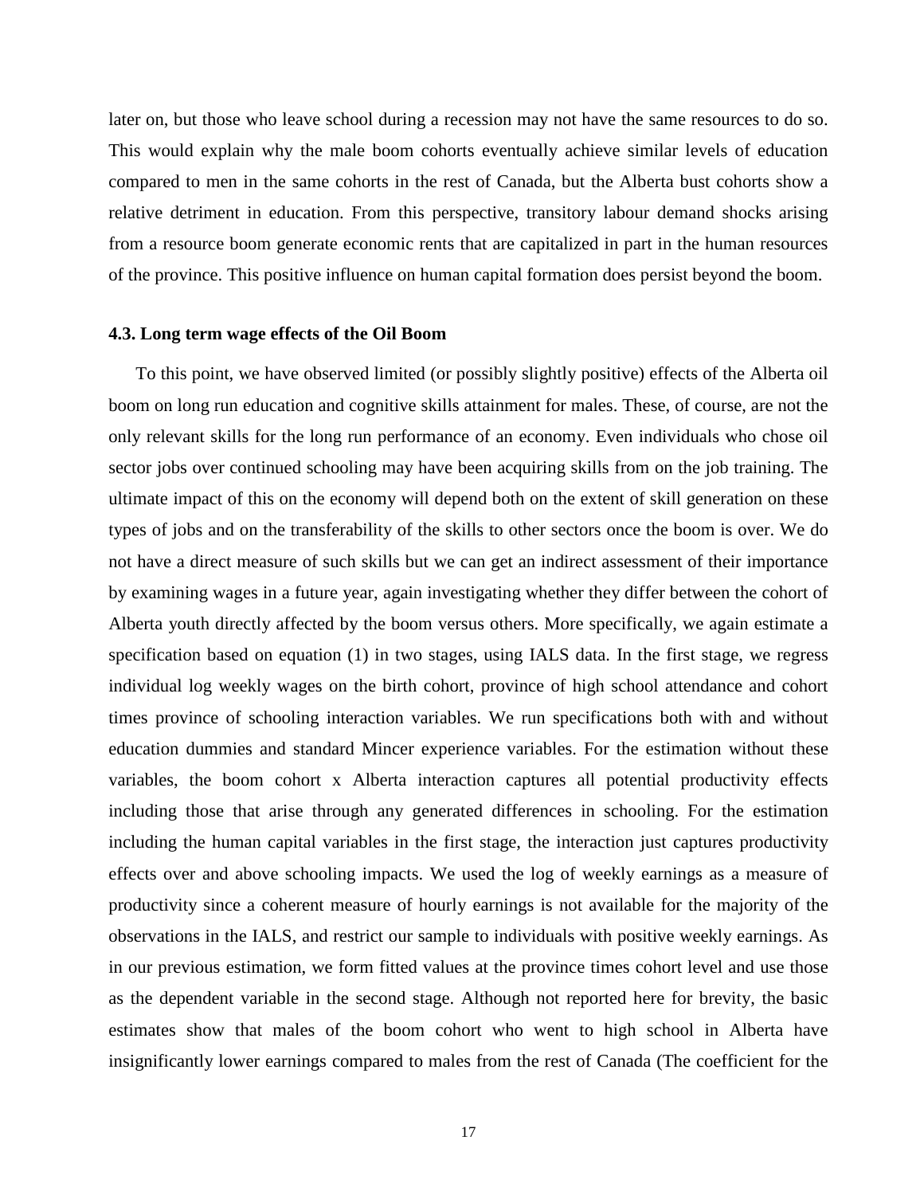later on, but those who leave school during a recession may not have the same resources to do so. This would explain why the male boom cohorts eventually achieve similar levels of education compared to men in the same cohorts in the rest of Canada, but the Alberta bust cohorts show a relative detriment in education. From this perspective, transitory labour demand shocks arising from a resource boom generate economic rents that are capitalized in part in the human resources of the province. This positive influence on human capital formation does persist beyond the boom.

### 4.3. Long term wage effects of the Oil Boom

To this point, we have observed limited (or possibly slightly positive) effects of the Alberta oil boom on long run education and cognitive skills attainment for males. These, of course, are not the only relevant skills for the long run performance of an economy. Even individuals who chose oil sector jobs over continued schooling may have been acquiring skills from on the job training. The ultimate impact of this on the economy will depend both on the extent of skill generation on these types of jobs and on the transferability of the skills to other sectors once the boom is over. We do not have a direct measure of such skills but we can get an indirect assessment of their importance by examining wages in a future year, again investigating whether they differ between the cohort of Alberta youth directly affected by the boom versus others. More specifically, we again estimate a specification based on equation (1) in two stages, using IALS data. In the first stage, we regress individual log weekly wages on the birth cohort, province of high school attendance and cohort times province of schooling interaction variables. We run specifications both with and without education dummies and standard Mincer experience variables. For the estimation without these variables, the boom cohort x Alberta interaction captures all potential productivity effects including those that arise through any generated differences in schooling. For the estimation including the human capital variables in the first stage, the interaction just captures productivity effects over and above schooling impacts. We used the log of weekly earnings as a measure of productivity since a coherent measure of hourly earnings is not available for the majority of the observations in the IALS, and restrict our sample to individuals with positive weekly earnings. As in our previous estimation, we form fitted values at the province times cohort level and use those as the dependent variable in the second stage. Although not reported here for brevity, the basic estimates show that males of the boom cohort who went to high school in Alberta have insignificantly lower earnings compared to males from the rest of Canada (The coefficient for the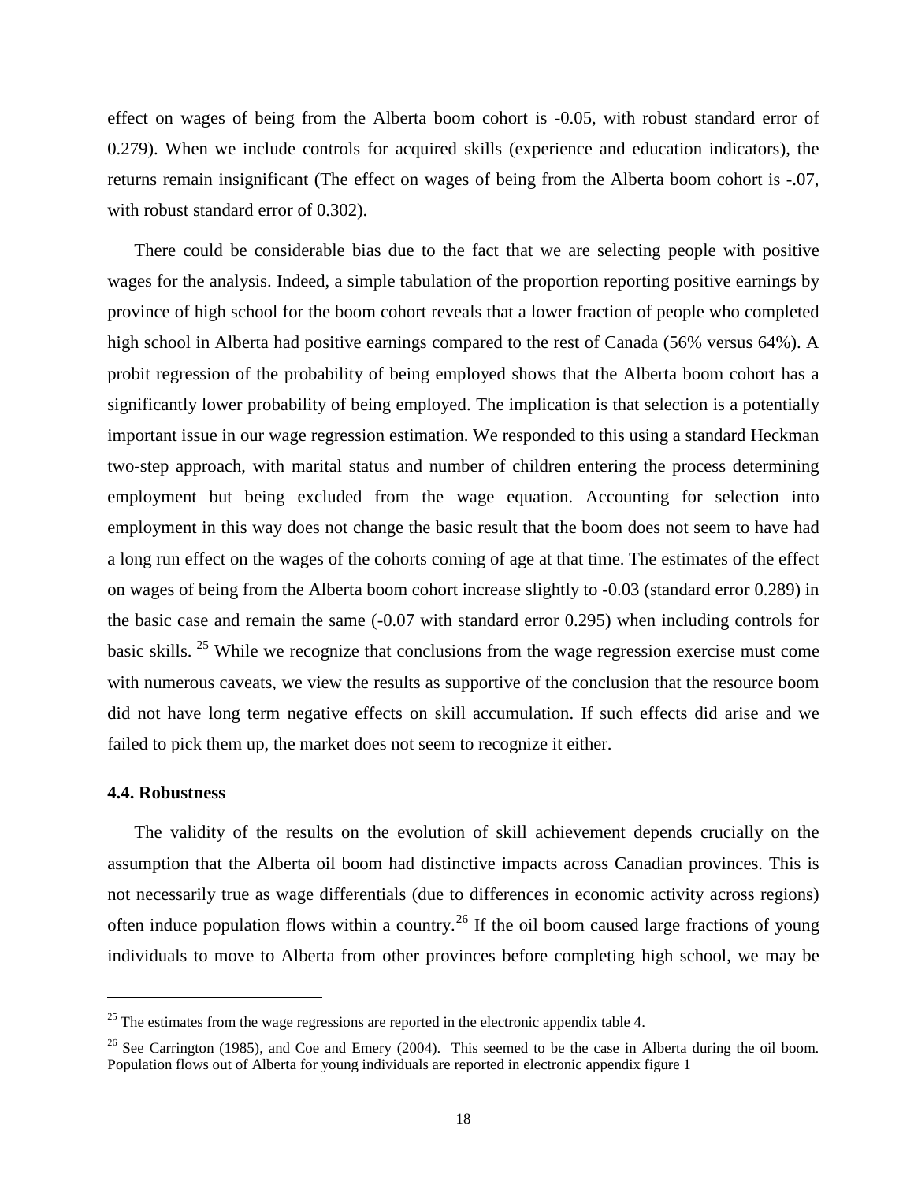effect on wages of being from the Alberta boom cohort is -0.05, with robust standard error of 0.279). When we include controls for acquired skills (experience and education indicators), the returns remain insignificant (The effect on wages of being from the Alberta boom cohort is -.07, with robust standard error of 0.302).

There could be considerable bias due to the fact that we are selecting people with positive wages for the analysis. Indeed, a simple tabulation of the proportion reporting positive earnings by province of high school for the boom cohort reveals that a lower fraction of people who completed high school in Alberta had positive earnings compared to the rest of Canada (56% versus 64%). A probit regression of the probability of being employed shows that the Alberta boom cohort has a significantly lower probability of being employed. The implication is that selection is a potentially important issue in our wage regression estimation. We responded to this using a standard Heckman two-step approach, with marital status and number of children entering the process determining employment but being excluded from the wage equation. Accounting for selection into employment in this way does not change the basic result that the boom does not seem to have had a long run effect on the wages of the cohorts coming of age at that time. The estimates of the effect on wages of being from the Alberta boom cohort increase slightly to -0.03 (standard error 0.289) in the basic case and remain the same (-0.07 with standard error 0.295) when including controls for basic skills. [25] While we recognize that conclusions from the wage regression exercise must come with numerous caveats, we view the results as supportive of the conclusion that the resource boom did not have long term negative effects on skill accumulation. If such effects did arise and we failed to pick them up, the market does not seem to recognize it either.

### 4.4. Robustness

The validity of the results on the evolution of skill achievement depends crucially on the assumption that the Alberta oil boom had distinctive impacts across Canadian provinces. This is not necessarily true as wage differentials (due to differences in economic activity across regions) often induce population flows within a country.[26] If the oil boom caused large fractions of young individuals to move to Alberta from other provinces before completing high school, we may be

[25] The estimates from the wage regressions are reported in the electronic appendix table 4.

[26] See Carrington (1985), and Coe and Emery (2004). This seemed to be the case in Alberta during the oil boom. Population flows out of Alberta for young individuals are reported in electronic appendix figure 1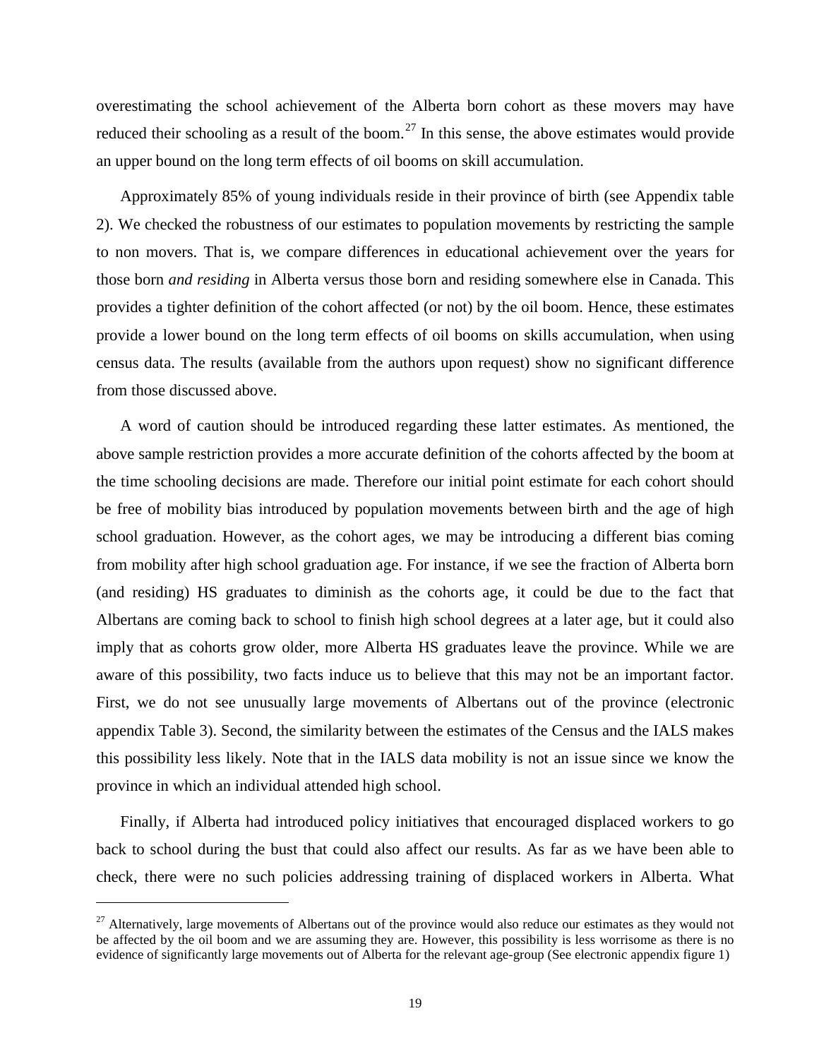overestimating the school achievement of the Alberta born cohort as these movers may have reduced their schooling as a result of the boom.[27] In this sense, the above estimates would provide an upper bound on the long term effects of oil booms on skill accumulation.

Approximately 85% of young individuals reside in their province of birth (see Appendix table 2). We checked the robustness of our estimates to population movements by restricting the sample to non movers. That is, we compare differences in educational achievement over the years for those born *and residing* in Alberta versus those born and residing somewhere else in Canada. This provides a tighter definition of the cohort affected (or not) by the oil boom. Hence, these estimates provide a lower bound on the long term effects of oil booms on skills accumulation, when using census data. The results (available from the authors upon request) show no significant difference from those discussed above.

A word of caution should be introduced regarding these latter estimates. As mentioned, the above sample restriction provides a more accurate definition of the cohorts affected by the boom at the time schooling decisions are made. Therefore our initial point estimate for each cohort should be free of mobility bias introduced by population movements between birth and the age of high school graduation. However, as the cohort ages, we may be introducing a different bias coming from mobility after high school graduation age. For instance, if we see the fraction of Alberta born (and residing) HS graduates to diminish as the cohorts age, it could be due to the fact that Albertans are coming back to school to finish high school degrees at a later age, but it could also imply that as cohorts grow older, more Alberta HS graduates leave the province. While we are aware of this possibility, two facts induce us to believe that this may not be an important factor. First, we do not see unusually large movements of Albertans out of the province (electronic appendix Table 3). Second, the similarity between the estimates of the Census and the IALS makes this possibility less likely. Note that in the IALS data mobility is not an issue since we know the province in which an individual attended high school.

Finally, if Alberta had introduced policy initiatives that encouraged displaced workers to go back to school during the bust that could also affect our results. As far as we have been able to check, there were no such policies addressing training of displaced workers in Alberta. What

[27] Alternatively, large movements of Albertans out of the province would also reduce our estimates as they would not be affected by the oil boom and we are assuming they are. However, this possibility is less worrisome as there is no evidence of significantly large movements out of Alberta for the relevant age-group (See electronic appendix figure 1)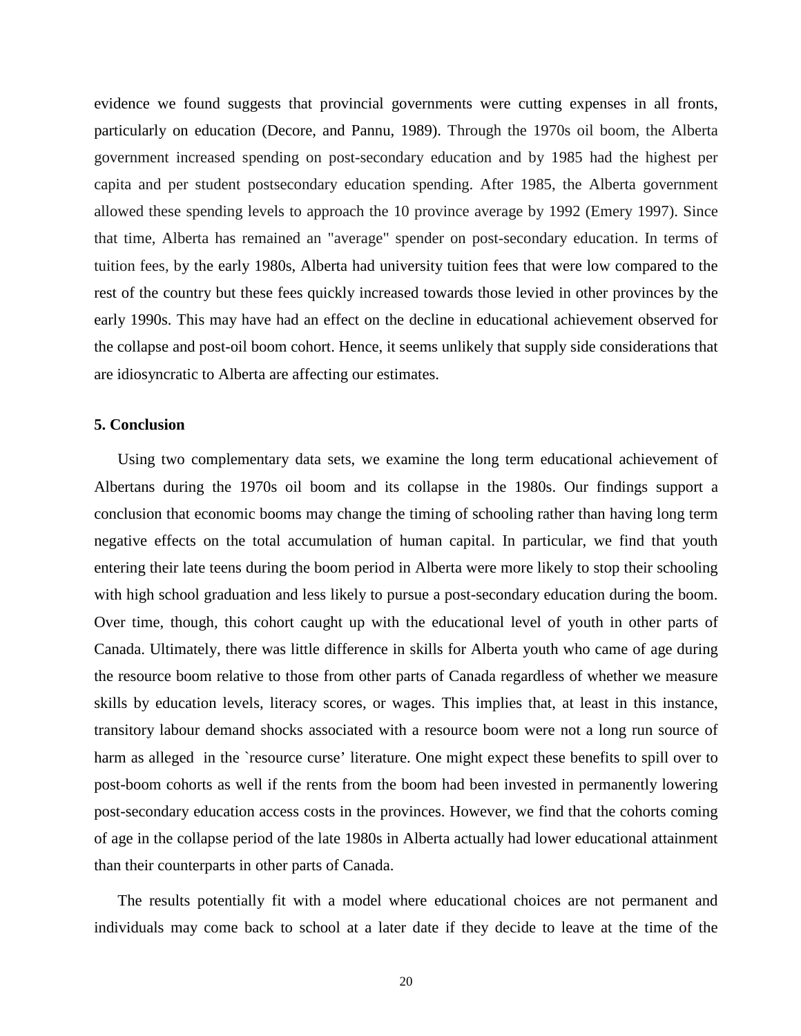evidence we found suggests that provincial governments were cutting expenses in all fronts, particularly on education (Decore, and Pannu, 1989). Through the 1970s oil boom, the Alberta government increased spending on post-secondary education and by 1985 had the highest per capita and per student postsecondary education spending. After 1985, the Alberta government allowed these spending levels to approach the 10 province average by 1992 (Emery 1997). Since that time, Alberta has remained an "average" spender on post-secondary education. In terms of tuition fees, by the early 1980s, Alberta had university tuition fees that were low compared to the rest of the country but these fees quickly increased towards those levied in other provinces by the early 1990s. This may have had an effect on the decline in educational achievement observed for the collapse and post-oil boom cohort. Hence, it seems unlikely that supply side considerations that are idiosyncratic to Alberta are affecting our estimates.

## 5. Conclusion

Using two complementary data sets, we examine the long term educational achievement of Albertans during the 1970s oil boom and its collapse in the 1980s. Our findings support a conclusion that economic booms may change the timing of schooling rather than having long term negative effects on the total accumulation of human capital. In particular, we find that youth entering their late teens during the boom period in Alberta were more likely to stop their schooling with high school graduation and less likely to pursue a post-secondary education during the boom. Over time, though, this cohort caught up with the educational level of youth in other parts of Canada. Ultimately, there was little difference in skills for Alberta youth who came of age during the resource boom relative to those from other parts of Canada regardless of whether we measure skills by education levels, literacy scores, or wages. This implies that, at least in this instance, transitory labour demand shocks associated with a resource boom were not a long run source of harm as alleged in the `resource curse' literature. One might expect these benefits to spill over to post-boom cohorts as well if the rents from the boom had been invested in permanently lowering post-secondary education access costs in the provinces. However, we find that the cohorts coming of age in the collapse period of the late 1980s in Alberta actually had lower educational attainment than their counterparts in other parts of Canada.

The results potentially fit with a model where educational choices are not permanent and individuals may come back to school at a later date if they decide to leave at the time of the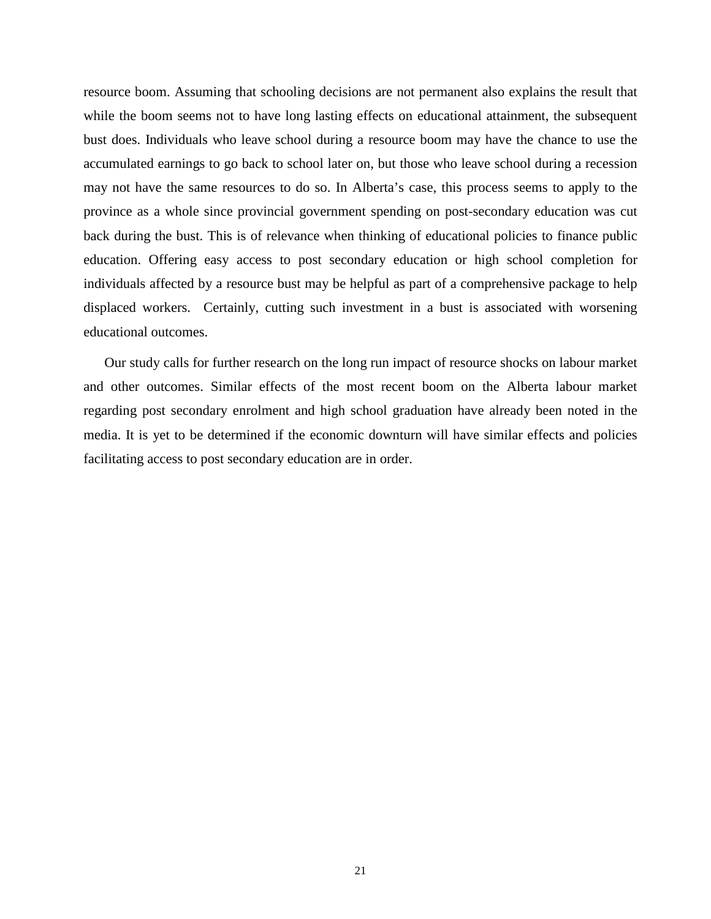resource boom. Assuming that schooling decisions are not permanent also explains the result that while the boom seems not to have long lasting effects on educational attainment, the subsequent bust does. Individuals who leave school during a resource boom may have the chance to use the accumulated earnings to go back to school later on, but those who leave school during a recession may not have the same resources to do so. In Alberta's case, this process seems to apply to the province as a whole since provincial government spending on post-secondary education was cut back during the bust. This is of relevance when thinking of educational policies to finance public education. Offering easy access to post secondary education or high school completion for individuals affected by a resource bust may be helpful as part of a comprehensive package to help displaced workers.  Certainly, cutting such investment in a bust is associated with worsening educational outcomes.

Our study calls for further research on the long run impact of resource shocks on labour market and other outcomes. Similar effects of the most recent boom on the Alberta labour market regarding post secondary enrolment and high school graduation have already been noted in the media. It is yet to be determined if the economic downturn will have similar effects and policies facilitating access to post secondary education are in order.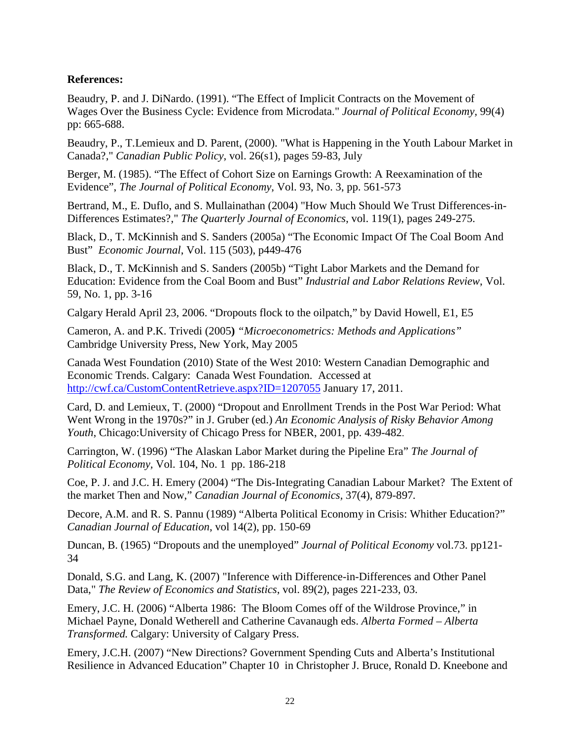**References:**

Beaudry, P. and J. DiNardo. (1991). “The Effect of Implicit Contracts on the Movement of Wages Over the Business Cycle: Evidence from Microdata." *Journal of Political Economy*, 99(4) pp: 665-688.

Beaudry, P., T.Lemieux and D. Parent, (2000). "What is Happening in the Youth Labour Market in Canada?," *Canadian Public Policy*, vol. 26(s1), pages 59-83, July

Berger, M. (1985). “The Effect of Cohort Size on Earnings Growth: A Reexamination of the Evidence”, *The Journal of Political Economy*, Vol. 93, No. 3, pp. 561-573

Bertrand, M., E. Duflo, and S. Mullainathan (2004) "How Much Should We Trust Differences-in-Differences Estimates?," *The Quarterly Journal of Economics*, vol. 119(1), pages 249-275.

Black, D., T. McKinnish and S. Sanders (2005a) “The Economic Impact Of The Coal Boom And Bust” *Economic Journal*, Vol. 115 (503), p449-476

Black, D., T. McKinnish and S. Sanders (2005b) “Tight Labor Markets and the Demand for Education: Evidence from the Coal Boom and Bust” *Industrial and Labor Relations Review*, Vol. 59, No. 1, pp. 3-16

Calgary Herald April 23, 2006. “Dropouts flock to the oilpatch,” by David Howell, E1, E5

Cameron, A. and P.K. Trivedi (2005**)** *“Microeconometrics: Methods and Applications”* Cambridge University Press, New York, May 2005

Canada West Foundation (2010) State of the West 2010: Western Canadian Demographic and Economic Trends. Calgary: Canada West Foundation. Accessed at http://cwf.ca/CustomContentRetrieve.aspx?ID=1207055 January 17, 2011.

Card, D. and Lemieux, T. (2000) “Dropout and Enrollment Trends in the Post War Period: What Went Wrong in the 1970s?” in J. Gruber (ed.) *An Economic Analysis of Risky Behavior Among Youth*, Chicago:University of Chicago Press for NBER, 2001, pp. 439-482.

Carrington, W. (1996) “The Alaskan Labor Market during the Pipeline Era” *The Journal of Political Economy*, Vol. 104, No. 1 pp. 186-218

Coe, P. J. and J.C. H. Emery (2004) “The Dis-Integrating Canadian Labour Market? The Extent of the market Then and Now,” *Canadian Journal of Economics,* 37(4), 879-897.

Decore, A.M. and R. S. Pannu (1989) “Alberta Political Economy in Crisis: Whither Education?” *Canadian Journal of Education*, vol 14(2), pp. 150-69

Duncan, B. (1965) “Dropouts and the unemployed” *Journal of Political Economy* vol.73. pp121-34

Donald, S.G. and Lang, K. (2007) "Inference with Difference-in-Differences and Other Panel Data," *The Review of Economics and Statistics*, vol. 89(2), pages 221-233, 03.

Emery, J.C. H. (2006) “Alberta 1986: The Bloom Comes off of the Wildrose Province,” in Michael Payne, Donald Wetherell and Catherine Cavanaugh eds. *Alberta Formed – Alberta Transformed.* Calgary: University of Calgary Press.

Emery, J.C.H. (2007) “New Directions? Government Spending Cuts and Alberta’s Institutional Resilience in Advanced Education” Chapter 10 in Christopher J. Bruce, Ronald D. Kneebone and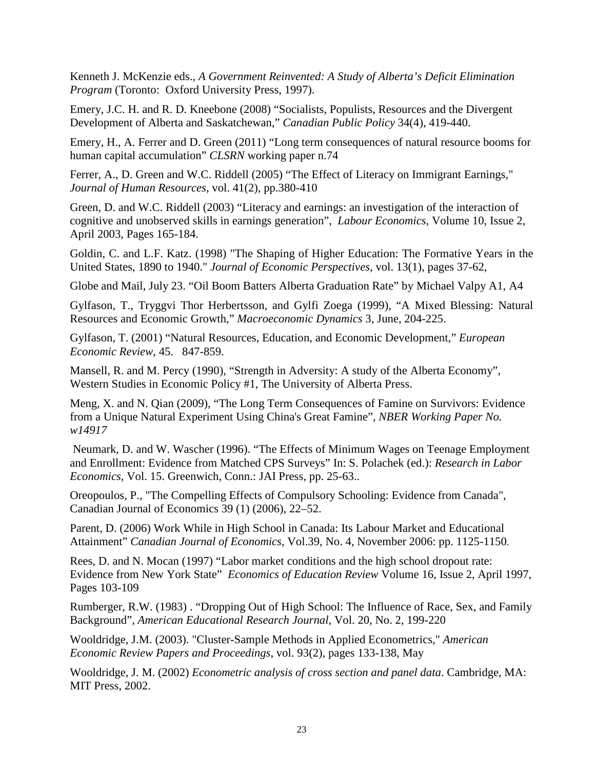Kenneth J. McKenzie eds., *A Government Reinvented: A Study of Alberta's Deficit Elimination Program* (Toronto: Oxford University Press, 1997).

Emery, J.C. H. and R. D. Kneebone (2008) "Socialists, Populists, Resources and the Divergent Development of Alberta and Saskatchewan," *Canadian Public Policy* 34(4), 419-440.

Emery, H., A. Ferrer and D. Green (2011) "Long term consequences of natural resource booms for human capital accumulation" *CLSRN* working paper n.74

Ferrer, A., D. Green and W.C. Riddell (2005) "The Effect of Literacy on Immigrant Earnings," *Journal of Human Resources*, vol. 41(2), pp.380-410

Green, D. and W.C. Riddell (2003) "Literacy and earnings: an investigation of the interaction of cognitive and unobserved skills in earnings generation", *Labour Economics*, Volume 10, Issue 2, April 2003, Pages 165-184.

Goldin, C. and L.F. Katz. (1998) "The Shaping of Higher Education: The Formative Years in the United States, 1890 to 1940." *Journal of Economic Perspectives*, vol. 13(1), pages 37-62,

Globe and Mail, July 23. "Oil Boom Batters Alberta Graduation Rate" by Michael Valpy A1, A4

Gylfason, T., Tryggvi Thor Herbertsson, and Gylfi Zoega (1999), "A Mixed Blessing: Natural Resources and Economic Growth," *Macroeconomic Dynamics* 3, June, 204-225.

Gylfason, T. (2001) "Natural Resources, Education, and Economic Development," *European Economic Review*, 45. 847-859.

Mansell, R. and M. Percy (1990), "Strength in Adversity: A study of the Alberta Economy", Western Studies in Economic Policy #1, The University of Alberta Press.

Meng, X. and N. Qian (2009), "The Long Term Consequences of Famine on Survivors: Evidence from a Unique Natural Experiment Using China's Great Famine", *NBER Working Paper No. w14917*

Neumark, D. and W. Wascher (1996). "The Effects of Minimum Wages on Teenage Employment and Enrollment: Evidence from Matched CPS Surveys" In: S. Polachek (ed.): *Research in Labor Economics*, Vol. 15. Greenwich, Conn.: JAI Press, pp. 25-63..

Oreopoulos, P., "The Compelling Effects of Compulsory Schooling: Evidence from Canada", Canadian Journal of Economics 39 (1) (2006), 22–52.

Parent, D. (2006) Work While in High School in Canada: Its Labour Market and Educational Attainment" *Canadian Journal of Economics*, Vol.39, No. 4, November 2006: pp. 1125-1150.

Rees, D. and N. Mocan (1997) "Labor market conditions and the high school dropout rate: Evidence from New York State" *Economics of Education Review* Volume 16, Issue 2, April 1997, Pages 103-109

Rumberger, R.W. (1983) . "Dropping Out of High School: The Influence of Race, Sex, and Family Background", *American Educational Research Journal*, Vol. 20, No. 2, 199-220

Wooldridge, J.M. (2003). "Cluster-Sample Methods in Applied Econometrics," *American Economic Review Papers and Proceedings*, vol. 93(2), pages 133-138, May

Wooldridge, J. M. (2002) *Econometric analysis of cross section and panel data*. Cambridge, MA: MIT Press, 2002.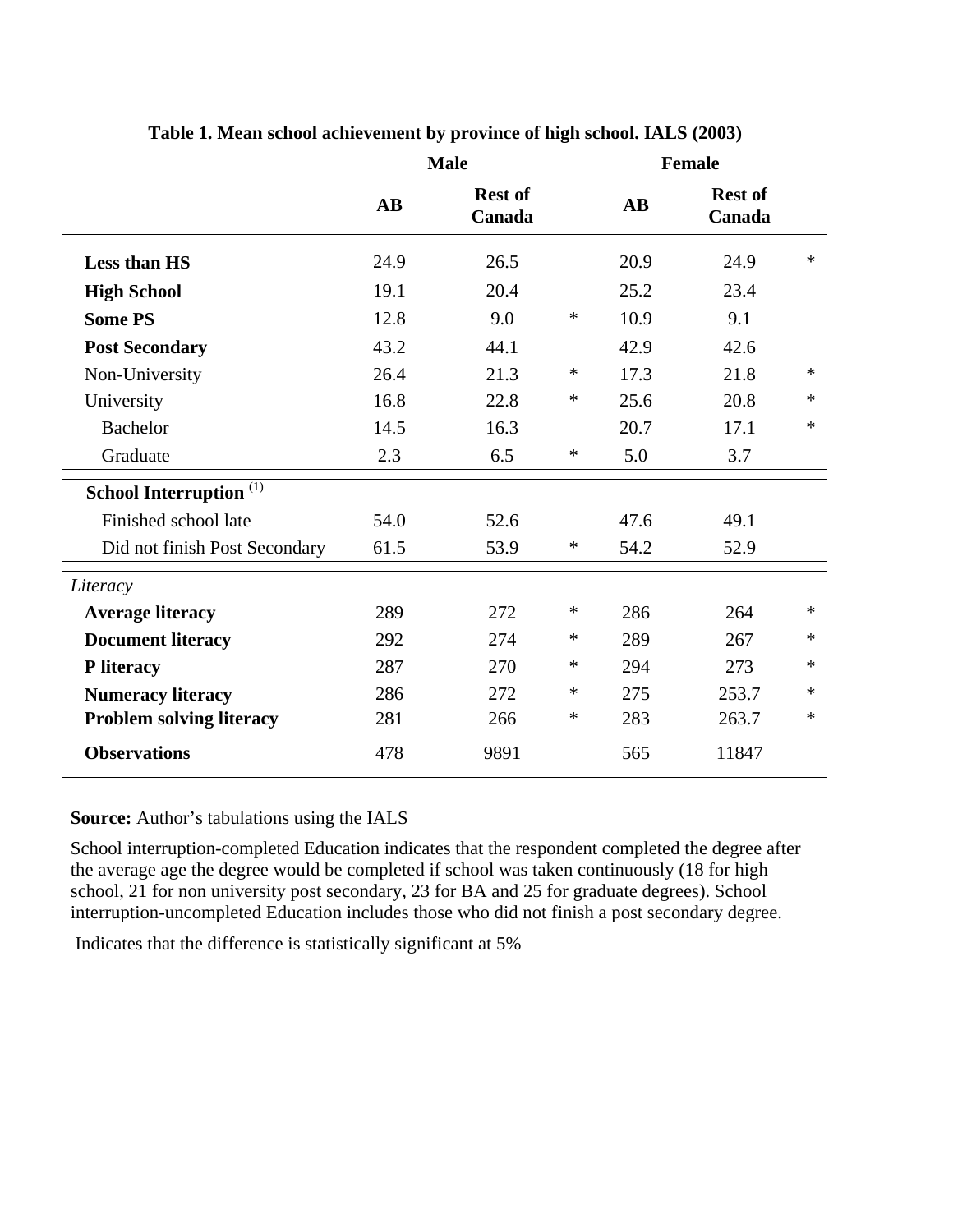**Table 1. Mean school achievement by province of high school. IALS (2003)**

| | Male | | | Female | | |
|---|---|---|---|---|---|---|
| | **AB** | **Rest of Canada** | | **AB** | **Rest of Canada** | |
| **Less than HS** | 24.9 | 26.5 | | 20.9 | 24.9 | * |
| **High School** | 19.1 | 20.4 | | 25.2 | 23.4 | |
| **Some PS** | 12.8 | 9.0 | * | 10.9 | 9.1 | |
| **Post Secondary** | 43.2 | 44.1 | | 42.9 | 42.6 | |
| Non-University | 26.4 | 21.3 | * | 17.3 | 21.8 | * |
| University | 16.8 | 22.8 | * | 25.6 | 20.8 | * |
| Bachelor | 14.5 | 16.3 | | 20.7 | 17.1 | * |
| Graduate | 2.3 | 6.5 | * | 5.0 | 3.7 | |
| **School Interruption** (1) | | | | | | |
| Finished school late | 54.0 | 52.6 | | 47.6 | 49.1 | |
| Did not finish Post Secondary | 61.5 | 53.9 | * | 54.2 | 52.9 | |
| *Literacy* | | | | | | |
| **Average literacy** | 289 | 272 | * | 286 | 264 | * |
| **Document literacy** | 292 | 274 | * | 289 | 267 | * |
| **P literacy** | 287 | 270 | * | 294 | 273 | * |
| **Numeracy literacy** | 286 | 272 | * | 275 | 253.7 | * |
| **Problem solving literacy** | 281 | 266 | * | 283 | 263.7 | * |
| **Observations** | 478 | 9891 | | 565 | 11847 | |

**Source:** Author's tabulations using the IALS

School interruption-completed Education indicates that the respondent completed the degree after the average age the degree would be completed if school was taken continuously (18 for high school, 21 for non university post secondary, 23 for BA and 25 for graduate degrees). School interruption-uncompleted Education includes those who did not finish a post secondary degree.

Indicates that the difference is statistically significant at 5%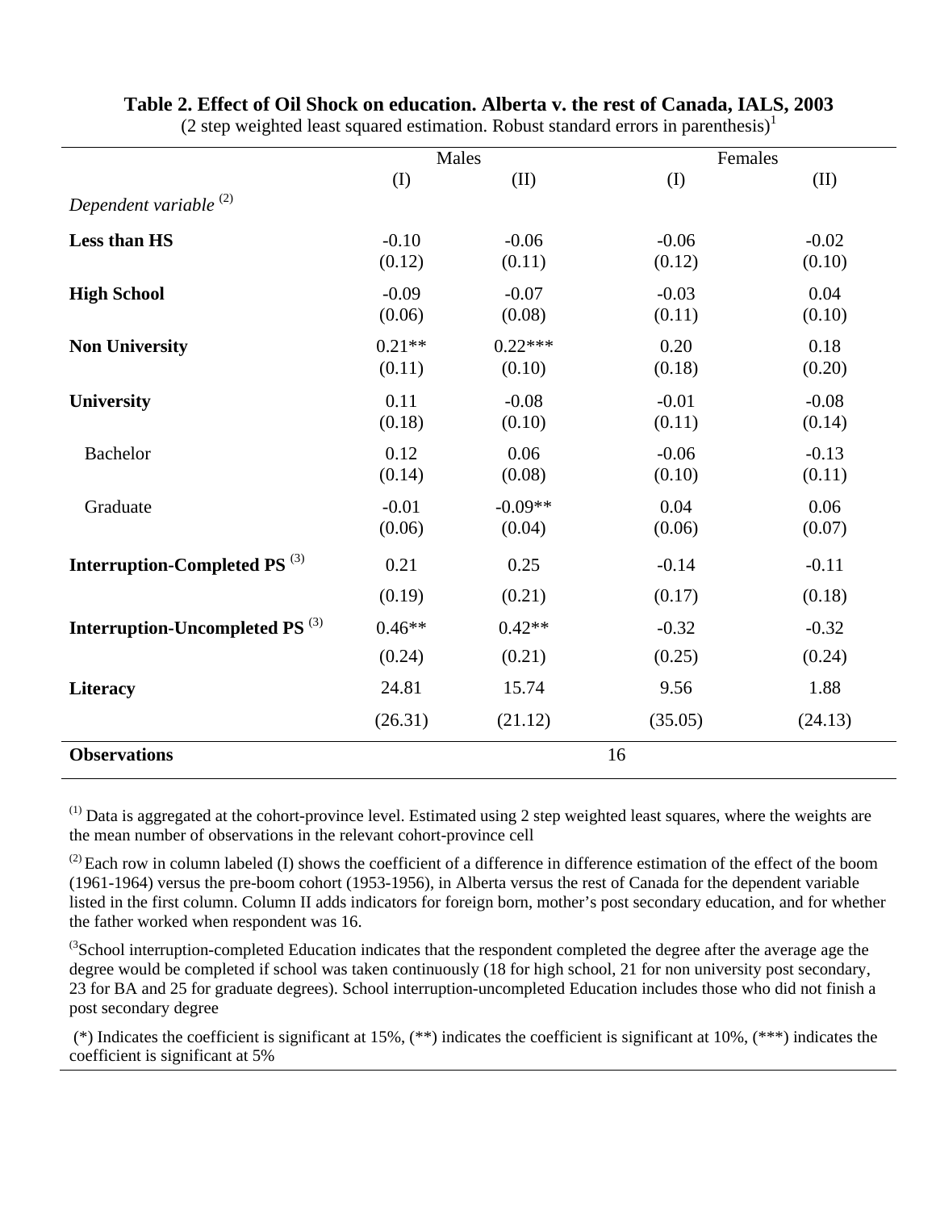**Table 2. Effect of Oil Shock on education. Alberta v. the rest of Canada, IALS, 2003**

(2 step weighted least squared estimation. Robust standard errors in parenthesis)[1]

| | Males | | Females | |
|---|---|---|---|---|
| | (I) | (II) | (I) | (II) |
| *Dependent variable* [(2)] | | | | |
| **Less than HS** | -0.10 | -0.06 | -0.06 | -0.02 |
| | (0.12) | (0.11) | (0.12) | (0.10) |
| **High School** | -0.09 | -0.07 | -0.03 | 0.04 |
| | (0.06) | (0.08) | (0.11) | (0.10) |
| **Non University** | 0.21** | 0.22*** | 0.20 | 0.18 |
| | (0.11) | (0.10) | (0.18) | (0.20) |
| **University** | 0.11 | -0.08 | -0.01 | -0.08 |
| | (0.18) | (0.10) | (0.11) | (0.14) |
| Bachelor | 0.12 | 0.06 | -0.06 | -0.13 |
| | (0.14) | (0.08) | (0.10) | (0.11) |
| Graduate | -0.01 | -0.09** | 0.04 | 0.06 |
| | (0.06) | (0.04) | (0.06) | (0.07) |
| **Interruption-Completed PS** [(3)] | 0.21 | 0.25 | -0.14 | -0.11 |
| | (0.19) | (0.21) | (0.17) | (0.18) |
| **Interruption-Uncompleted PS** [(3)] | 0.46** | 0.42** | -0.32 | -0.32 |
| | (0.24) | (0.21) | (0.25) | (0.24) |
| **Literacy** | 24.81 | 15.74 | 9.56 | 1.88 |
| | (26.31) | (21.12) | (35.05) | (24.13) |
| **Observations** | 16 | | | |

[(1)] Data is aggregated at the cohort-province level. Estimated using 2 step weighted least squares, where the weights are the mean number of observations in the relevant cohort-province cell

[(2)] Each row in column labeled (I) shows the coefficient of a difference in difference estimation of the effect of the boom (1961-1964) versus the pre-boom cohort (1953-1956), in Alberta versus the rest of Canada for the dependent variable listed in the first column. Column II adds indicators for foreign born, mother's post secondary education, and for whether the father worked when respondent was 16.

[(3)] School interruption-completed Education indicates that the respondent completed the degree after the average age the degree would be completed if school was taken continuously (18 for high school, 21 for non university post secondary, 23 for BA and 25 for graduate degrees). School interruption-uncompleted Education includes those who did not finish a post secondary degree

(*) Indicates the coefficient is significant at 15%, (**) indicates the coefficient is significant at 10%, (***) indicates the coefficient is significant at 5%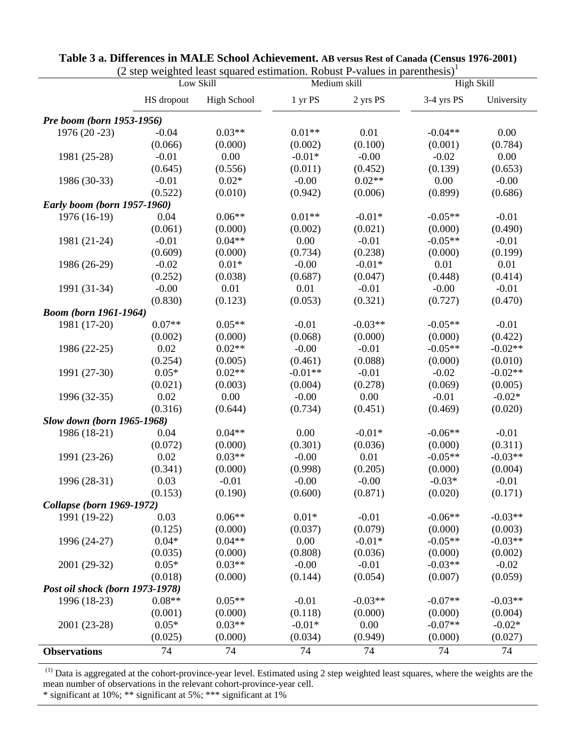**Table 3 a. Differences in MALE School Achievement. AB versus Rest of Canada (Census 1976-2001)**
(2 step weighted least squared estimation. Robust P-values in parenthesis)[1]

| | Low Skill | | Medium skill | | High Skill | |
|---|---|---|---|---|---|---|
| | HS dropout | High School | 1 yr PS | 2 yrs PS | 3-4 yrs PS | University |
| ***Pre boom (born 1953-1956)*** | | | | | | |
| 1976 (20 -23) | -0.04 | 0.03** | 0.01** | 0.01 | -0.04** | 0.00 |
| | (0.066) | (0.000) | (0.002) | (0.100) | (0.001) | (0.784) |
| 1981 (25-28) | -0.01 | 0.00 | -0.01* | -0.00 | -0.02 | 0.00 |
| | (0.645) | (0.556) | (0.011) | (0.452) | (0.139) | (0.653) |
| 1986 (30-33) | -0.01 | 0.02* | -0.00 | 0.02** | 0.00 | -0.00 |
| | (0.522) | (0.010) | (0.942) | (0.006) | (0.899) | (0.686) |
| ***Early boom (born 1957-1960)*** | | | | | | |
| 1976 (16-19) | 0.04 | 0.06** | 0.01** | -0.01* | -0.05** | -0.01 |
| | (0.061) | (0.000) | (0.002) | (0.021) | (0.000) | (0.490) |
| 1981 (21-24) | -0.01 | 0.04** | 0.00 | -0.01 | -0.05** | -0.01 |
| | (0.609) | (0.000) | (0.734) | (0.238) | (0.000) | (0.199) |
| 1986 (26-29) | -0.02 | 0.01* | -0.00 | -0.01* | 0.01 | 0.01 |
| | (0.252) | (0.038) | (0.687) | (0.047) | (0.448) | (0.414) |
| 1991 (31-34) | -0.00 | 0.01 | 0.01 | -0.01 | -0.00 | -0.01 |
| | (0.830) | (0.123) | (0.053) | (0.321) | (0.727) | (0.470) |
| ***Boom (born 1961-1964)*** | | | | | | |
| 1981 (17-20) | 0.07** | 0.05** | -0.01 | -0.03** | -0.05** | -0.01 |
| | (0.002) | (0.000) | (0.068) | (0.000) | (0.000) | (0.422) |
| 1986 (22-25) | 0.02 | 0.02** | -0.00 | -0.01 | -0.05** | -0.02** |
| | (0.254) | (0.005) | (0.461) | (0.088) | (0.000) | (0.010) |
| 1991 (27-30) | 0.05* | 0.02** | -0.01** | -0.01 | -0.02 | -0.02** |
| | (0.021) | (0.003) | (0.004) | (0.278) | (0.069) | (0.005) |
| 1996 (32-35) | 0.02 | 0.00 | -0.00 | 0.00 | -0.01 | -0.02* |
| | (0.316) | (0.644) | (0.734) | (0.451) | (0.469) | (0.020) |
| ***Slow down (born 1965-1968)*** | | | | | | |
| 1986 (18-21) | 0.04 | 0.04** | 0.00 | -0.01* | -0.06** | -0.01 |
| | (0.072) | (0.000) | (0.301) | (0.036) | (0.000) | (0.311) |
| 1991 (23-26) | 0.02 | 0.03** | -0.00 | 0.01 | -0.05** | -0.03** |
| | (0.341) | (0.000) | (0.998) | (0.205) | (0.000) | (0.004) |
| 1996 (28-31) | 0.03 | -0.01 | -0.00 | -0.00 | -0.03* | -0.01 |
| | (0.153) | (0.190) | (0.600) | (0.871) | (0.020) | (0.171) |
| ***Collapse (born 1969-1972)*** | | | | | | |
| 1991 (19-22) | 0.03 | 0.06** | 0.01* | -0.01 | -0.06** | -0.03** |
| | (0.125) | (0.000) | (0.037) | (0.079) | (0.000) | (0.003) |
| 1996 (24-27) | 0.04* | 0.04** | 0.00 | -0.01* | -0.05** | -0.03** |
| | (0.035) | (0.000) | (0.808) | (0.036) | (0.000) | (0.002) |
| 2001 (29-32) | 0.05* | 0.03** | -0.00 | -0.01 | -0.03** | -0.02 |
| | (0.018) | (0.000) | (0.144) | (0.054) | (0.007) | (0.059) |
| ***Post oil shock (born 1973-1978)*** | | | | | | |
| 1996 (18-23) | 0.08** | 0.05** | -0.01 | -0.03** | -0.07** | -0.03** |
| | (0.001) | (0.000) | (0.118) | (0.000) | (0.000) | (0.004) |
| 2001 (23-28) | 0.05* | 0.03** | -0.01* | 0.00 | -0.07** | -0.02* |
| | (0.025) | (0.000) | (0.034) | (0.949) | (0.000) | (0.027) |
| **Observations** | 74 | 74 | 74 | 74 | 74 | 74 |

(1) Data is aggregated at the cohort-province-year level. Estimated using 2 step weighted least squares, where the weights are the mean number of observations in the relevant cohort-province-year cell.
* significant at 10%; ** significant at 5%; *** significant at 1%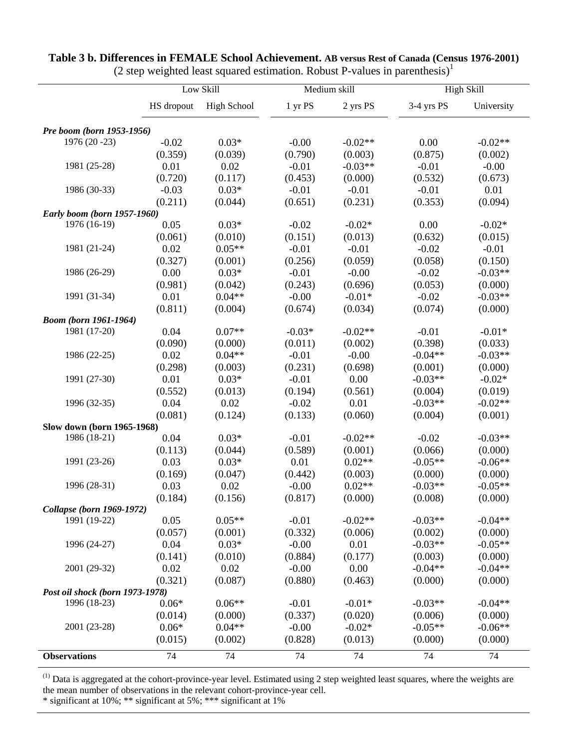**Table 3 b. Differences in FEMALE School Achievement. AB versus Rest of Canada (Census 1976-2001)**
(2 step weighted least squared estimation. Robust P-values in parenthesis)[1]

| | Low Skill | | Medium skill | | High Skill | |
|---|---|---|---|---|---|---|
| | HS dropout | High School | 1 yr PS | 2 yrs PS | 3-4 yrs PS | University |
| ***Pre boom (born 1953-1956)*** | | | | | | |
| 1976 (20 -23) | -0.02 | 0.03* | -0.00 | -0.02** | 0.00 | -0.02** |
| | (0.359) | (0.039) | (0.790) | (0.003) | (0.875) | (0.002) |
| 1981 (25-28) | 0.01 | 0.02 | -0.01 | -0.03** | -0.01 | -0.00 |
| | (0.720) | (0.117) | (0.453) | (0.000) | (0.532) | (0.673) |
| 1986 (30-33) | -0.03 | 0.03* | -0.01 | -0.01 | -0.01 | 0.01 |
| | (0.211) | (0.044) | (0.651) | (0.231) | (0.353) | (0.094) |
| ***Early boom (born 1957-1960)*** | | | | | | |
| 1976 (16-19) | 0.05 | 0.03* | -0.02 | -0.02* | 0.00 | -0.02* |
| | (0.061) | (0.010) | (0.151) | (0.013) | (0.632) | (0.015) |
| 1981 (21-24) | 0.02 | 0.05** | -0.01 | -0.01 | -0.02 | -0.01 |
| | (0.327) | (0.001) | (0.256) | (0.059) | (0.058) | (0.150) |
| 1986 (26-29) | 0.00 | 0.03* | -0.01 | -0.00 | -0.02 | -0.03** |
| | (0.981) | (0.042) | (0.243) | (0.696) | (0.053) | (0.000) |
| 1991 (31-34) | 0.01 | 0.04** | -0.00 | -0.01* | -0.02 | -0.03** |
| | (0.811) | (0.004) | (0.674) | (0.034) | (0.074) | (0.000) |
| ***Boom (born 1961-1964)*** | | | | | | |
| 1981 (17-20) | 0.04 | 0.07** | -0.03* | -0.02** | -0.01 | -0.01* |
| | (0.090) | (0.000) | (0.011) | (0.002) | (0.398) | (0.033) |
| 1986 (22-25) | 0.02 | 0.04** | -0.01 | -0.00 | -0.04** | -0.03** |
| | (0.298) | (0.003) | (0.231) | (0.698) | (0.001) | (0.000) |
| 1991 (27-30) | 0.01 | 0.03* | -0.01 | 0.00 | -0.03** | -0.02* |
| | (0.552) | (0.013) | (0.194) | (0.561) | (0.004) | (0.019) |
| 1996 (32-35) | 0.04 | 0.02 | -0.02 | 0.01 | -0.03** | -0.02** |
| | (0.081) | (0.124) | (0.133) | (0.060) | (0.004) | (0.001) |
| **Slow down (born 1965-1968)** | | | | | | |
| 1986 (18-21) | 0.04 | 0.03* | -0.01 | -0.02** | -0.02 | -0.03** |
| | (0.113) | (0.044) | (0.589) | (0.001) | (0.066) | (0.000) |
| 1991 (23-26) | 0.03 | 0.03* | 0.01 | 0.02** | -0.05** | -0.06** |
| | (0.169) | (0.047) | (0.442) | (0.003) | (0.000) | (0.000) |
| 1996 (28-31) | 0.03 | 0.02 | -0.00 | 0.02** | -0.03** | -0.05** |
| | (0.184) | (0.156) | (0.817) | (0.000) | (0.008) | (0.000) |
| ***Collapse (born 1969-1972)*** | | | | | | |
| 1991 (19-22) | 0.05 | 0.05** | -0.01 | -0.02** | -0.03** | -0.04** |
| | (0.057) | (0.001) | (0.332) | (0.006) | (0.002) | (0.000) |
| 1996 (24-27) | 0.04 | 0.03* | -0.00 | 0.01 | -0.03** | -0.05** |
| | (0.141) | (0.010) | (0.884) | (0.177) | (0.003) | (0.000) |
| 2001 (29-32) | 0.02 | 0.02 | -0.00 | 0.00 | -0.04** | -0.04** |
| | (0.321) | (0.087) | (0.880) | (0.463) | (0.000) | (0.000) |
| ***Post oil shock (born 1973-1978)*** | | | | | | |
| 1996 (18-23) | 0.06* | 0.06** | -0.01 | -0.01* | -0.03** | -0.04** |
| | (0.014) | (0.000) | (0.337) | (0.020) | (0.006) | (0.000) |
| 2001 (23-28) | 0.06* | 0.04** | -0.00 | -0.02* | -0.05** | -0.06** |
| | (0.015) | (0.002) | (0.828) | (0.013) | (0.000) | (0.000) |
| **Observations** | 74 | 74 | 74 | 74 | 74 | 74 |

[1] Data is aggregated at the cohort-province-year level. Estimated using 2 step weighted least squares, where the weights are the mean number of observations in the relevant cohort-province-year cell.
* significant at 10%; ** significant at 5%; *** significant at 1%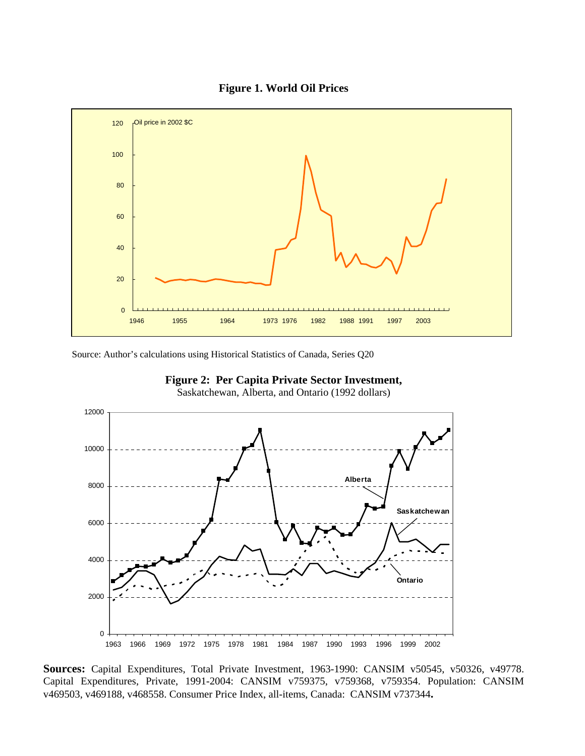**Figure 1. World Oil Prices**

Source: Author's calculations using Historical Statistics of Canada, Series Q20

**Figure 2: Per Capita Private Sector Investment,**
Saskatchewan, Alberta, and Ontario (1992 dollars)

**Sources:** Capital Expenditures, Total Private Investment, 1963-1990: CANSIM v50545, v50326, v49778. Capital Expenditures, Private, 1991-2004: CANSIM v759375, v759368, v759354. Population: CANSIM v469503, v469188, v468558. Consumer Price Index, all-items, Canada: CANSIM v737344**.**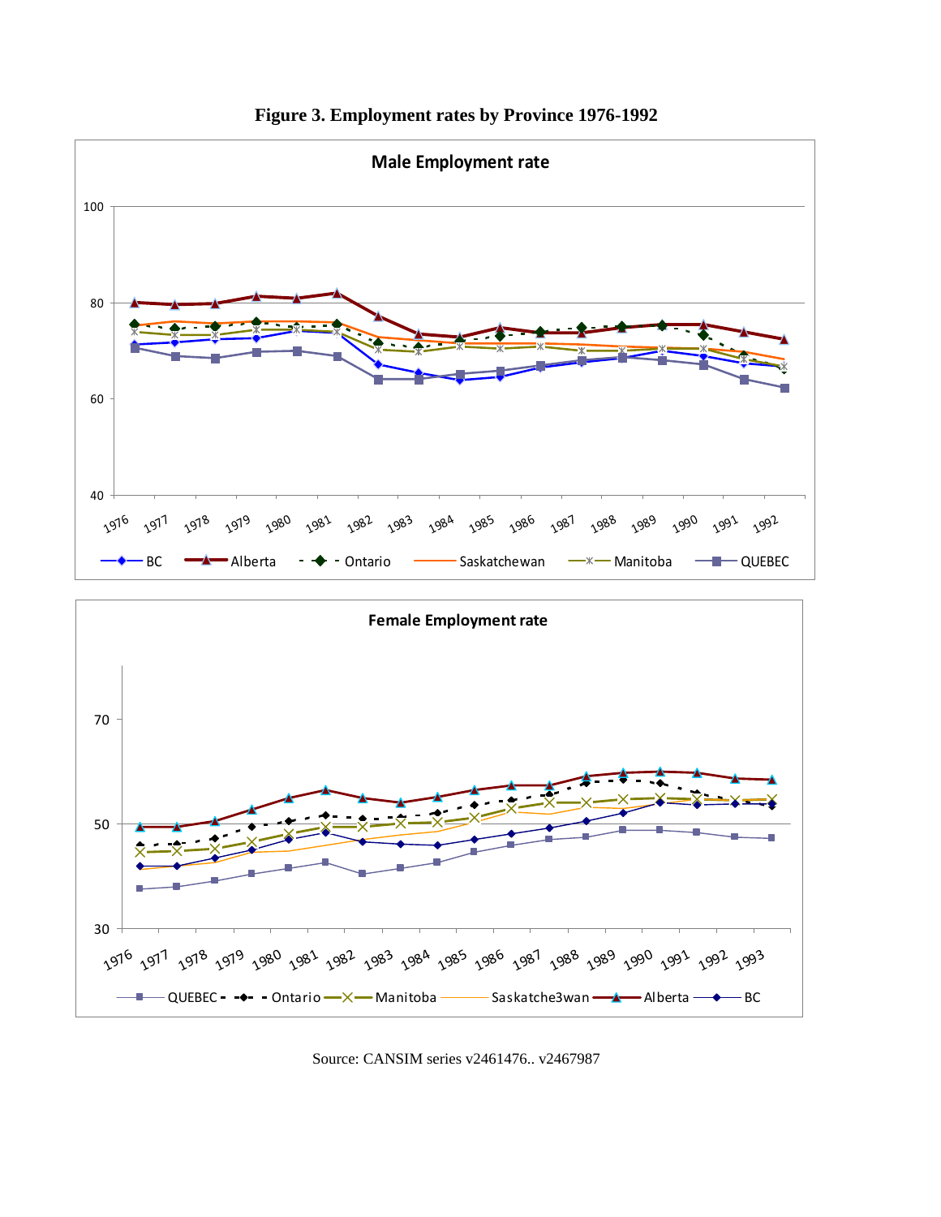**Figure 3. Employment rates by Province 1976-1992**

Source: CANSIM series v2461476.. v2467987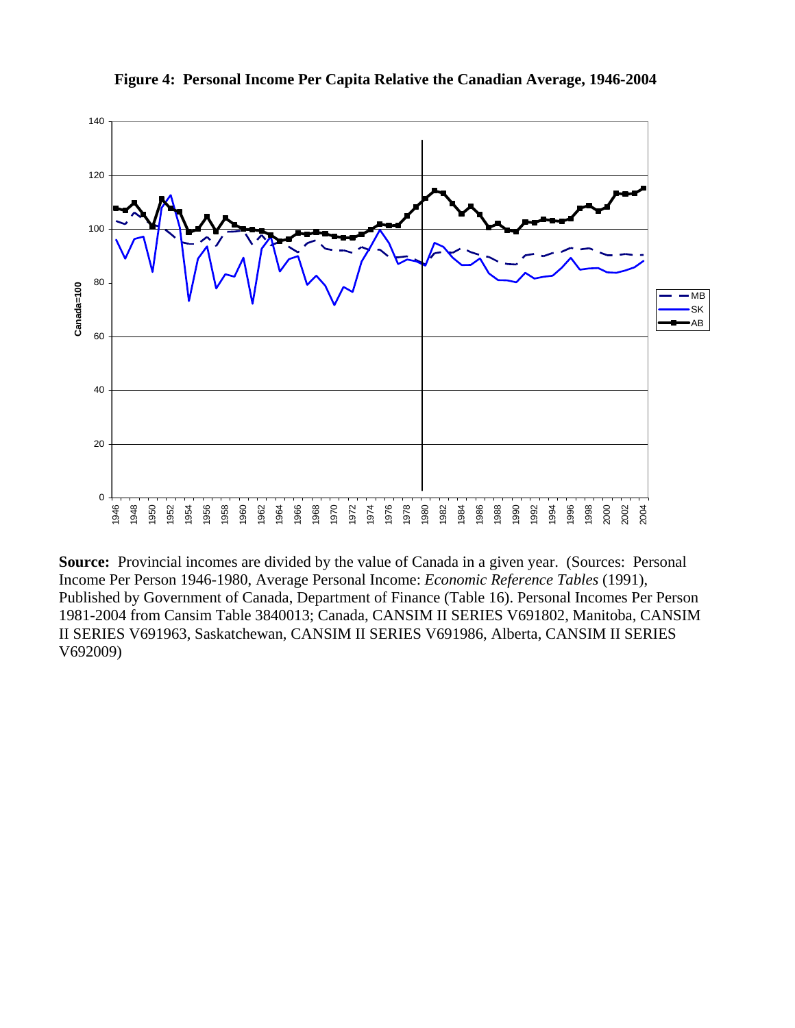**Figure 4: Personal Income Per Capita Relative the Canadian Average, 1946-2004**

**Source:** Provincial incomes are divided by the value of Canada in a given year. (Sources: Personal Income Per Person 1946-1980, Average Personal Income: *Economic Reference Tables* (1991), Published by Government of Canada, Department of Finance (Table 16). Personal Incomes Per Person 1981-2004 from Cansim Table 3840013; Canada, CANSIM II SERIES V691802, Manitoba, CANSIM II SERIES V691963, Saskatchewan, CANSIM II SERIES V691986, Alberta, CANSIM II SERIES V692009)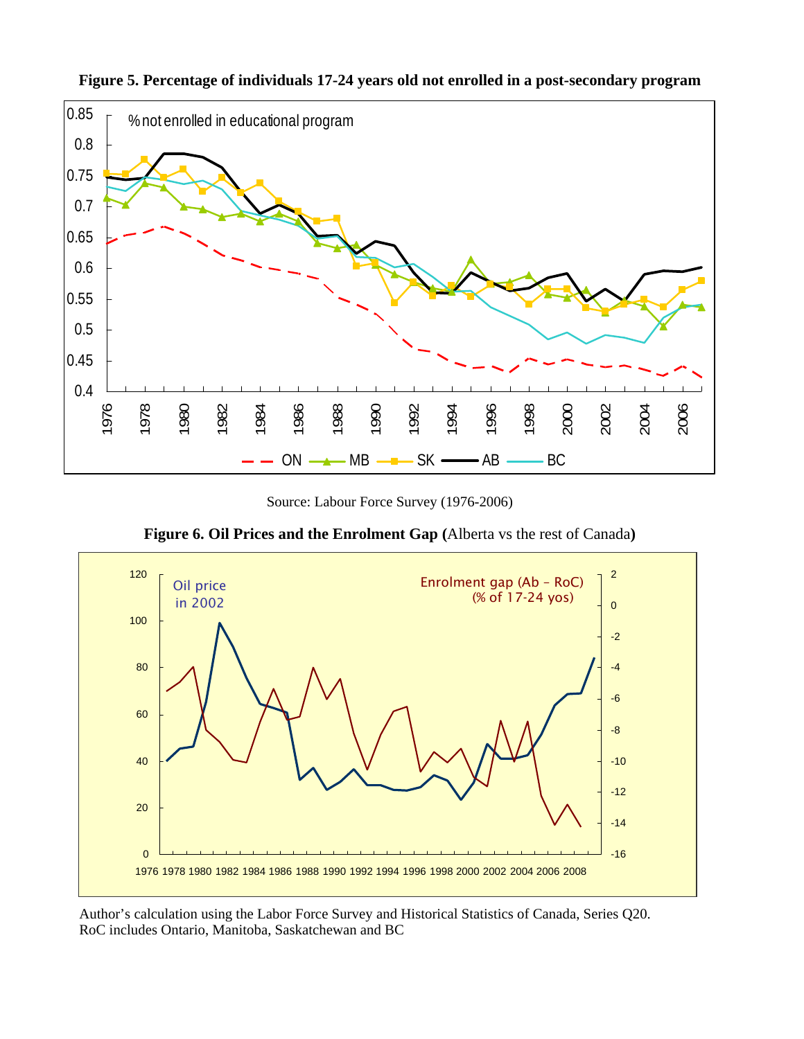**Figure 5. Percentage of individuals 17-24 years old not enrolled in a post-secondary program**

Source: Labour Force Survey (1976-2006)

**Figure 6. Oil Prices and the Enrolment Gap (**Alberta vs the rest of Canada**)**

Author's calculation using the Labor Force Survey and Historical Statistics of Canada, Series Q20.
RoC includes Ontario, Manitoba, Saskatchewan and BC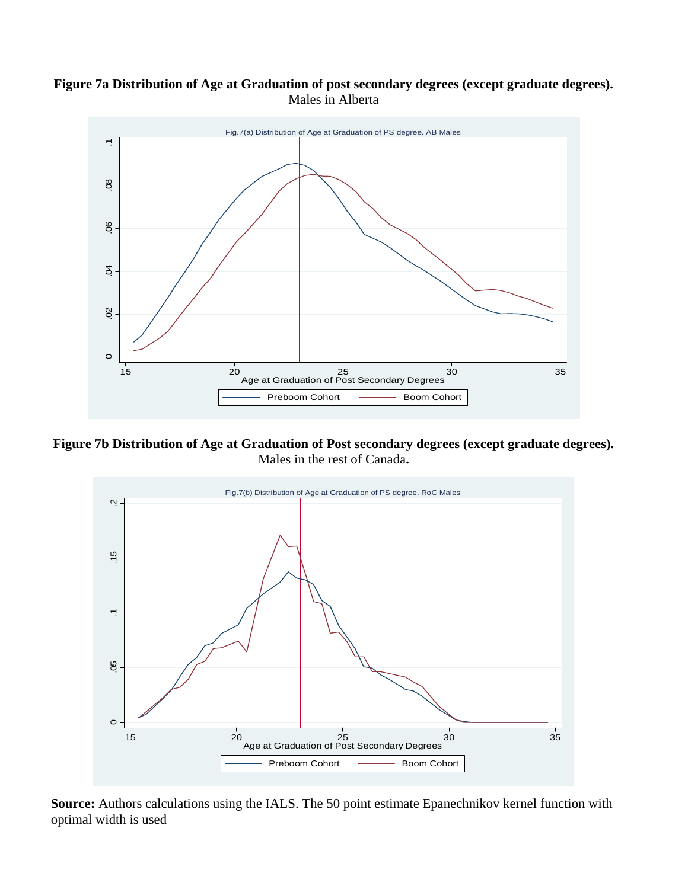**Figure 7a Distribution of Age at Graduation of post secondary degrees (except graduate degrees).**
Males in Alberta

**Figure 7b Distribution of Age at Graduation of Post secondary degrees (except graduate degrees).**
Males in the rest of Canada**.**

**Source:** Authors calculations using the IALS. The 50 point estimate Epanechnikov kernel function with optimal width is used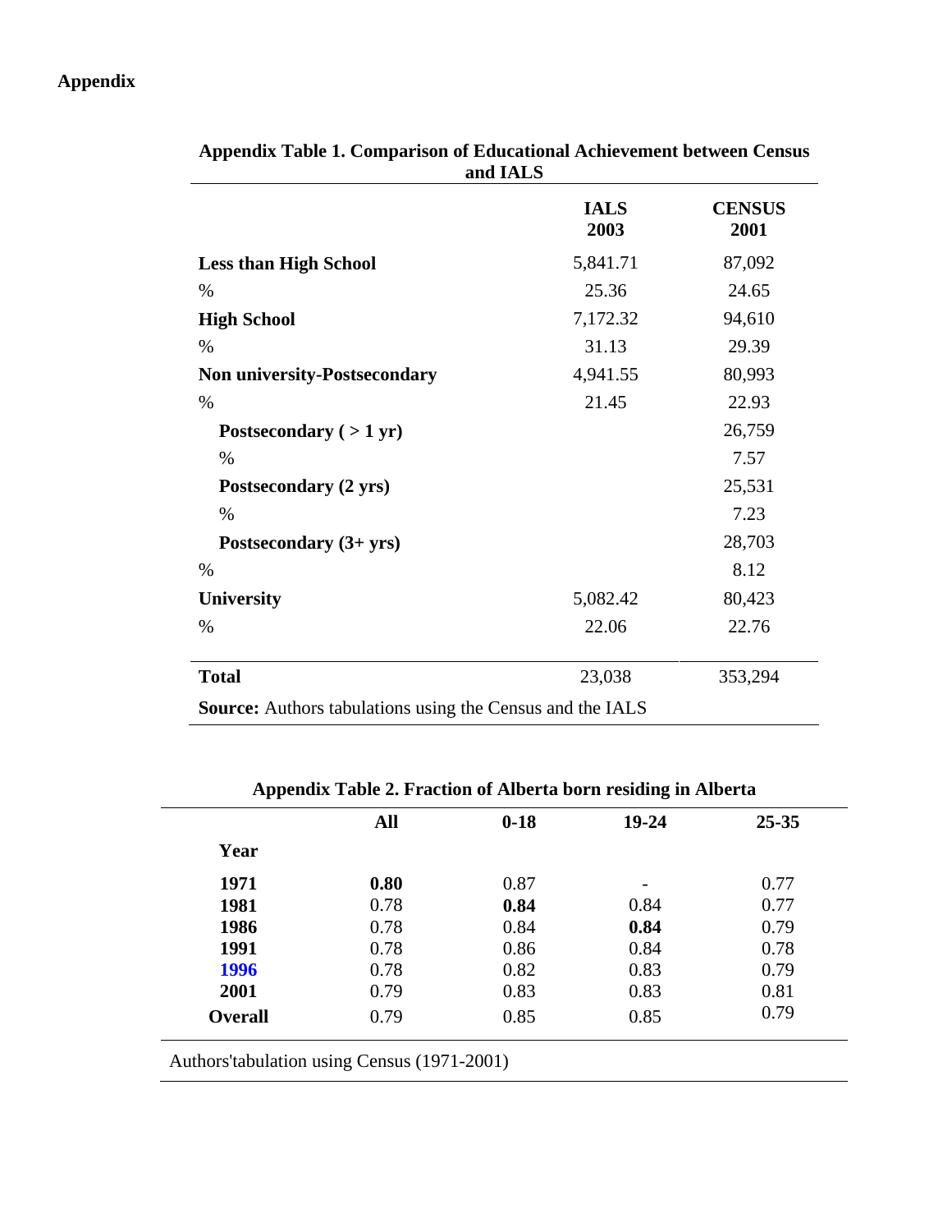# Appendix

**Appendix Table 1. Comparison of Educational Achievement between Census and IALS**

| | IALS 2003 | CENSUS 2001 |
|---|---|---|
| **Less than High School** | 5,841.71 | 87,092 |
| % | 25.36 | 24.65 |
| **High School** | 7,172.32 | 94,610 |
| % | 31.13 | 29.39 |
| **Non university-Postsecondary** | 4,941.55 | 80,993 |
| % | 21.45 | 22.93 |
| **Postsecondary ( > 1 yr)** | | 26,759 |
| % | | 7.57 |
| **Postsecondary (2 yrs)** | | 25,531 |
| % | | 7.23 |
| **Postsecondary (3+ yrs)** | | 28,703 |
| % | | 8.12 |
| **University** | 5,082.42 | 80,423 |
| % | 22.06 | 22.76 |
| **Total** | 23,038 | 353,294 |

**Source:** Authors tabulations using the Census and the IALS

**Appendix Table 2. Fraction of Alberta born residing in Alberta**

| Year | All | 0-18 | 19-24 | 25-35 |
|---|---|---|---|---|
| **1971** | **0.80** | 0.87 | - | 0.77 |
| **1981** | 0.78 | **0.84** | 0.84 | 0.77 |
| **1986** | 0.78 | 0.84 | **0.84** | 0.79 |
| **1991** | 0.78 | 0.86 | 0.84 | 0.78 |
| **1996** | 0.78 | 0.82 | 0.83 | 0.79 |
| **2001** | 0.79 | 0.83 | 0.83 | 0.81 |
| **Overall** | 0.79 | 0.85 | 0.85 | 0.79 |

Authors'tabulation using Census (1971-2001)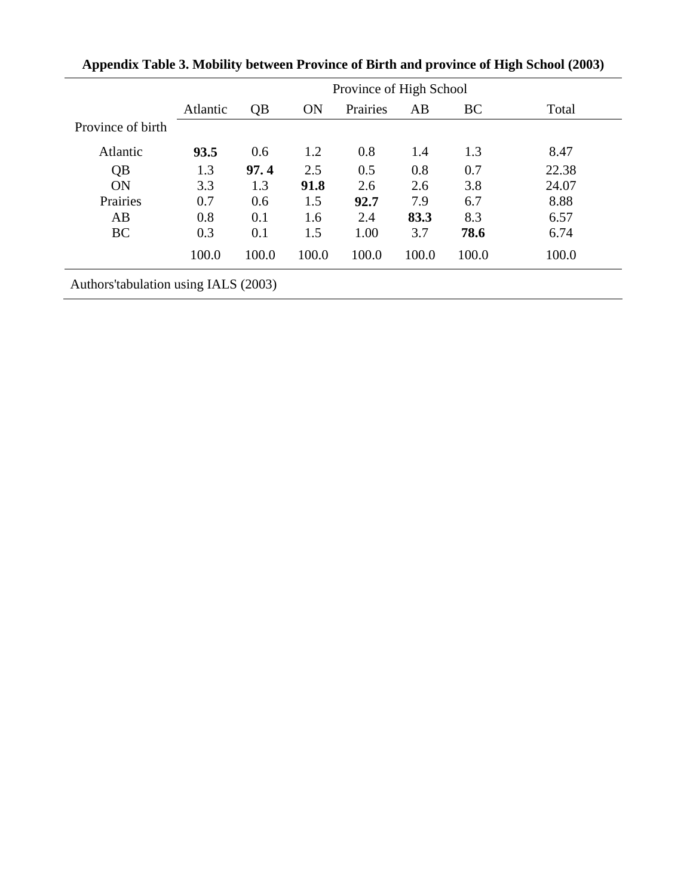**Appendix Table 3. Mobility between Province of Birth and province of High School (2003)**

| | Province of High School | | | | | | |
|---|---|---|---|---|---|---|---|
| | Atlantic | QB | ON | Prairies | AB | BC | Total |
| Province of birth | | | | | | | |
| Atlantic | **93.5** | 0.6 | 1.2 | 0.8 | 1.4 | 1.3 | 8.47 |
| QB | 1.3 | **97. 4** | 2.5 | 0.5 | 0.8 | 0.7 | 22.38 |
| ON | 3.3 | 1.3 | **91.8** | 2.6 | 2.6 | 3.8 | 24.07 |
| Prairies | 0.7 | 0.6 | 1.5 | **92.7** | 7.9 | 6.7 | 8.88 |
| AB | 0.8 | 0.1 | 1.6 | 2.4 | **83.3** | 8.3 | 6.57 |
| BC | 0.3 | 0.1 | 1.5 | 1.00 | 3.7 | **78.6** | 6.74 |
| | 100.0 | 100.0 | 100.0 | 100.0 | 100.0 | 100.0 | 100.0 |

Authors'tabulation using IALS (2003)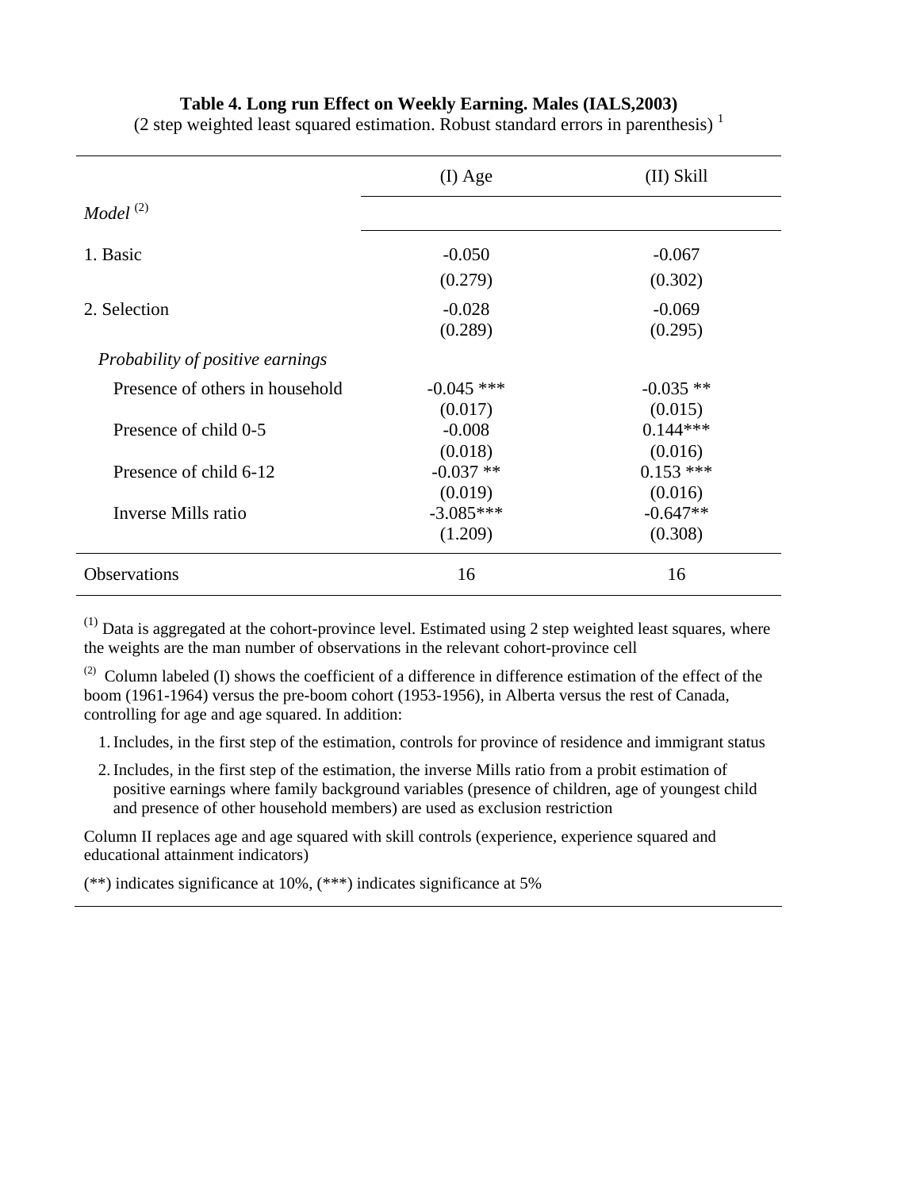**Table 4. Long run Effect on Weekly Earning. Males (IALS,2003)**

(2 step weighted least squared estimation. Robust standard errors in parenthesis) [1]

| *Model* [(2)] | (I) Age | (II) Skill |
|---|---|---|
| 1. Basic | -0.050 | -0.067 |
| | (0.279) | (0.302) |
| 2. Selection | -0.028 | -0.069 |
| | (0.289) | (0.295) |
| *Probability of positive earnings* | | |
| Presence of others in household | -0.045 *** | -0.035 ** |
| | (0.017) | (0.015) |
| Presence of child 0-5 | -0.008 | 0.144*** |
| | (0.018) | (0.016) |
| Presence of child 6-12 | -0.037 ** | 0.153 *** |
| | (0.019) | (0.016) |
| Inverse Mills ratio | -3.085*** | -0.647** |
| | (1.209) | (0.308) |
| Observations | 16 | 16 |

[(1)] Data is aggregated at the cohort-province level. Estimated using 2 step weighted least squares, where the weights are the man number of observations in the relevant cohort-province cell

[(2)] Column labeled (I) shows the coefficient of a difference in difference estimation of the effect of the boom (1961-1964) versus the pre-boom cohort (1953-1956), in Alberta versus the rest of Canada, controlling for age and age squared. In addition:

1. Includes, in the first step of the estimation, controls for province of residence and immigrant status
2. Includes, in the first step of the estimation, the inverse Mills ratio from a probit estimation of positive earnings where family background variables (presence of children, age of youngest child and presence of other household members) are used as exclusion restriction

Column II replaces age and age squared with skill controls (experience, experience squared and educational attainment indicators)

(**) indicates significance at 10%, (***) indicates significance at 5%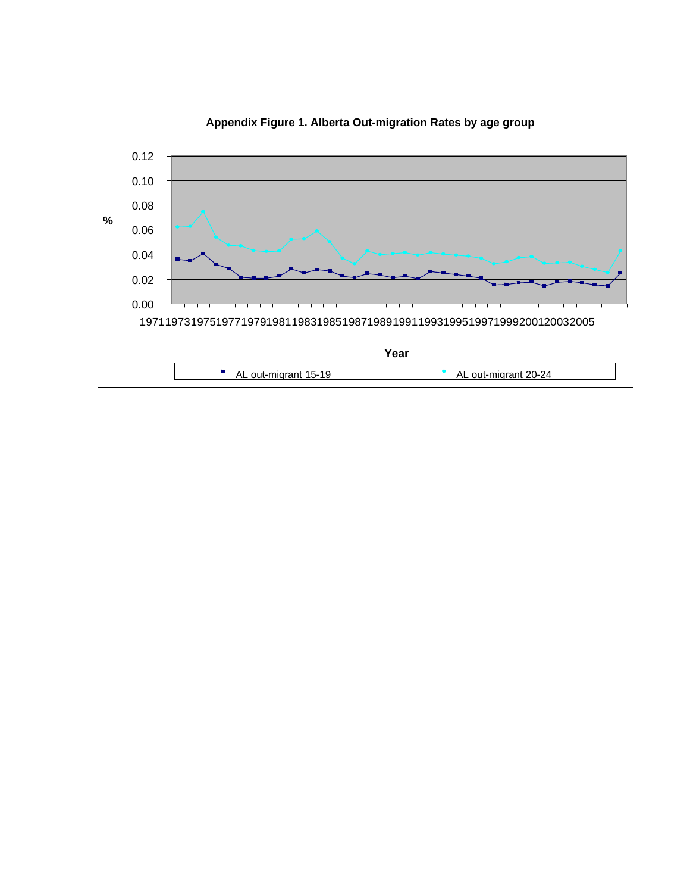Appendix Figure 1. Alberta Out-migration Rates by age group

0.12
0.10
0.08
0.06
0.04
0.02
0.00

%

1971197319751977197919811983198519871989199119931995199719992001200320005

Year

AL out-migrant 15-19
AL out-migrant 20-24